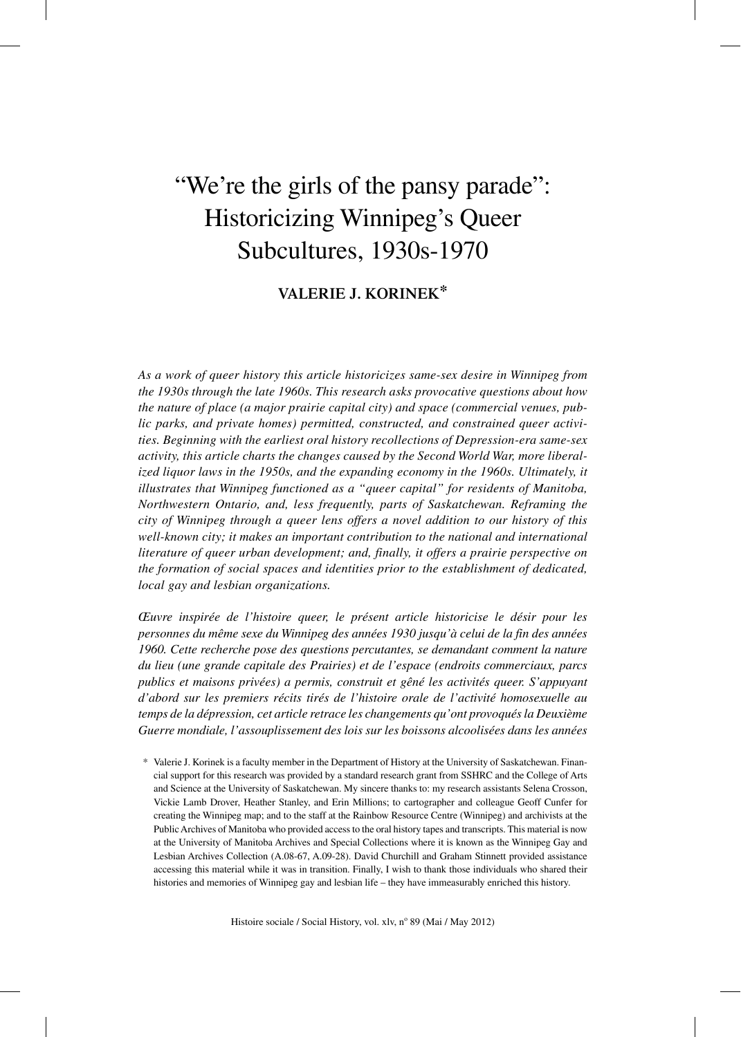# "We're the girls of the pansy parade": Historicizing Winnipeg's Queer Subcultures, 1930s-1970

**VALERIE J. KORINEK***

*As a work of queer history this article historicizes same-sex desire in Winnipeg from the 1930s through the late 1960s. This research asks provocative questions about how the nature of place (a major prairie capital city) and space (commercial venues, public parks, and private homes) permitted, constructed, and constrained queer activities. Beginning with the earliest oral history recollections of Depression-era same-sex activity, this article charts the changes caused by the Second World War, more liberalized liquor laws in the 1950s, and the expanding economy in the 1960s. Ultimately, it illustrates that Winnipeg functioned as a "queer capital" for residents of Manitoba, Northwestern Ontario, and, less frequently, parts of Saskatchewan. Reframing the city of Winnipeg through a queer lens offers a novel addition to our history of this well-known city; it makes an important contribution to the national and international literature of queer urban development; and, finally, it offers a prairie perspective on the formation of social spaces and identities prior to the establishment of dedicated, local gay and lesbian organizations.*

*Œuvre inspirée de l'histoire queer, le présent article historicise le désir pour les personnes du même sexe du Winnipeg des années 1930 jusqu'à celui de la fin des années 1960. Cette recherche pose des questions percutantes, se demandant comment la nature du lieu (une grande capitale des Prairies) et de l'espace (endroits commerciaux, parcs publics et maisons privées) a permis, construit et gêné les activités queer. S'appuyant d'abord sur les premiers récits tirés de l'histoire orale de l'activité homosexuelle au temps de la dépression, cet article retrace les changements qu'ont provoqués la Deuxième Guerre mondiale, l'assouplissement des lois sur les boissons alcoolisées dans les années*

\* Valerie J. Korinek is a faculty member in the Department of History at the University of Saskatchewan. Financial support for this research was provided by a standard research grant from SSHRC and the College of Arts and Science at the University of Saskatchewan. My sincere thanks to: my research assistants Selena Crosson, Vickie Lamb Drover, Heather Stanley, and Erin Millions; to cartographer and colleague Geoff Cunfer for creating the Winnipeg map; and to the staff at the Rainbow Resource Centre (Winnipeg) and archivists at the Public Archives of Manitoba who provided access to the oral history tapes and transcripts. This material is now at the University of Manitoba Archives and Special Collections where it is known as the Winnipeg Gay and Lesbian Archives Collection (A.08-67, A.09-28). David Churchill and Graham Stinnett provided assistance accessing this material while it was in transition. Finally, I wish to thank those individuals who shared their histories and memories of Winnipeg gay and lesbian life – they have immeasurably enriched this history.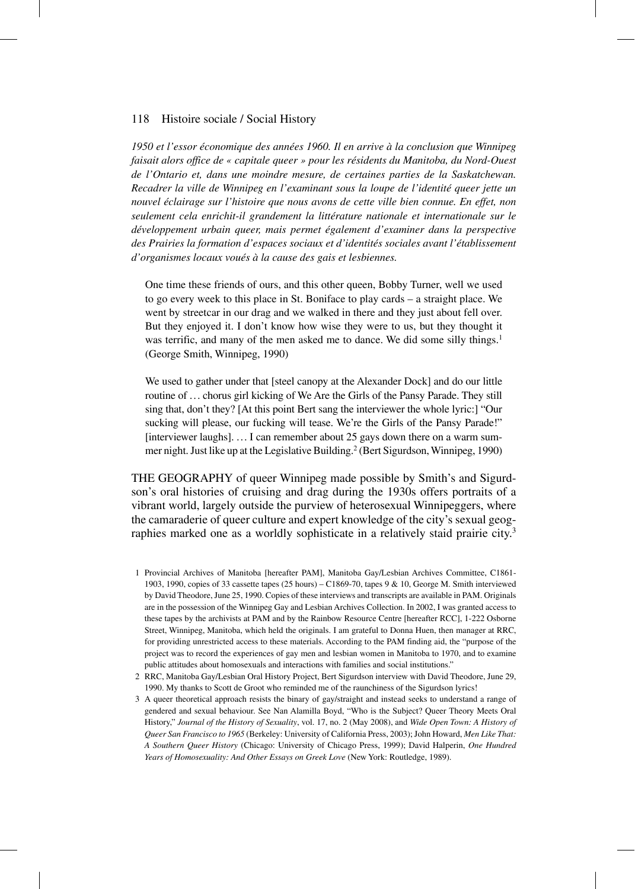*1950 et l'essor économique des années 1960. Il en arrive à la conclusion que Winnipeg faisait alors office de « capitale queer » pour les résidents du Manitoba, du Nord-Ouest de l'Ontario et, dans une moindre mesure, de certaines parties de la Saskatchewan. Recadrer la ville de Winnipeg en l'examinant sous la loupe de l'identité queer jette un nouvel éclairage sur l'histoire que nous avons de cette ville bien connue. En effet, non seulement cela enrichit-il grandement la littérature nationale et internationale sur le développement urbain queer, mais permet également d'examiner dans la perspective des Prairies la formation d'espaces sociaux et d'identités sociales avant l'établissement d'organismes locaux voués à la cause des gais et lesbiennes.*

> One time these friends of ours, and this other queen, Bobby Turner, well we used to go every week to this place in St. Boniface to play cards – a straight place. We went by streetcar in our drag and we walked in there and they just about fell over. But they enjoyed it. I don't know how wise they were to us, but they thought it was terrific, and many of the men asked me to dance. We did some silly things.[1] (George Smith, Winnipeg, 1990)

> We used to gather under that [steel canopy at the Alexander Dock] and do our little routine of … chorus girl kicking of We Are the Girls of the Pansy Parade. They still sing that, don't they? [At this point Bert sang the interviewer the whole lyric:] "Our sucking will please, our fucking will tease. We're the Girls of the Pansy Parade!" [interviewer laughs]. … I can remember about 25 gays down there on a warm summer night. Just like up at the Legislative Building.[2] (Bert Sigurdson, Winnipeg, 1990)

THE GEOGRAPHY of queer Winnipeg made possible by Smith's and Sigurdson's oral histories of cruising and drag during the 1930s offers portraits of a vibrant world, largely outside the purview of heterosexual Winnipeggers, where the camaraderie of queer culture and expert knowledge of the city's sexual geographies marked one as a worldly sophisticate in a relatively staid prairie city.[3]

1 Provincial Archives of Manitoba [hereafter PAM], Manitoba Gay/Lesbian Archives Committee, C1861-1903, 1990, copies of 33 cassette tapes (25 hours) – C1869-70, tapes 9 & 10, George M. Smith interviewed by David Theodore, June 25, 1990. Copies of these interviews and transcripts are available in PAM. Originals are in the possession of the Winnipeg Gay and Lesbian Archives Collection. In 2002, I was granted access to these tapes by the archivists at PAM and by the Rainbow Resource Centre [hereafter RCC], 1-222 Osborne Street, Winnipeg, Manitoba, which held the originals. I am grateful to Donna Huen, then manager at RRC, for providing unrestricted access to these materials. According to the PAM finding aid, the "purpose of the project was to record the experiences of gay men and lesbian women in Manitoba to 1970, and to examine public attitudes about homosexuals and interactions with families and social institutions."

2 RRC, Manitoba Gay/Lesbian Oral History Project, Bert Sigurdson interview with David Theodore, June 29, 1990. My thanks to Scott de Groot who reminded me of the raunchiness of the Sigurdson lyrics!

3 A queer theoretical approach resists the binary of gay/straight and instead seeks to understand a range of gendered and sexual behaviour. See Nan Alamilla Boyd, "Who is the Subject? Queer Theory Meets Oral History," *Journal of the History of Sexuality*, vol. 17, no. 2 (May 2008), and *Wide Open Town: A History of Queer San Francisco to 1965* (Berkeley: University of California Press, 2003); John Howard, *Men Like That: A Southern Queer History* (Chicago: University of Chicago Press, 1999); David Halperin, *One Hundred Years of Homosexuality: And Other Essays on Greek Love* (New York: Routledge, 1989).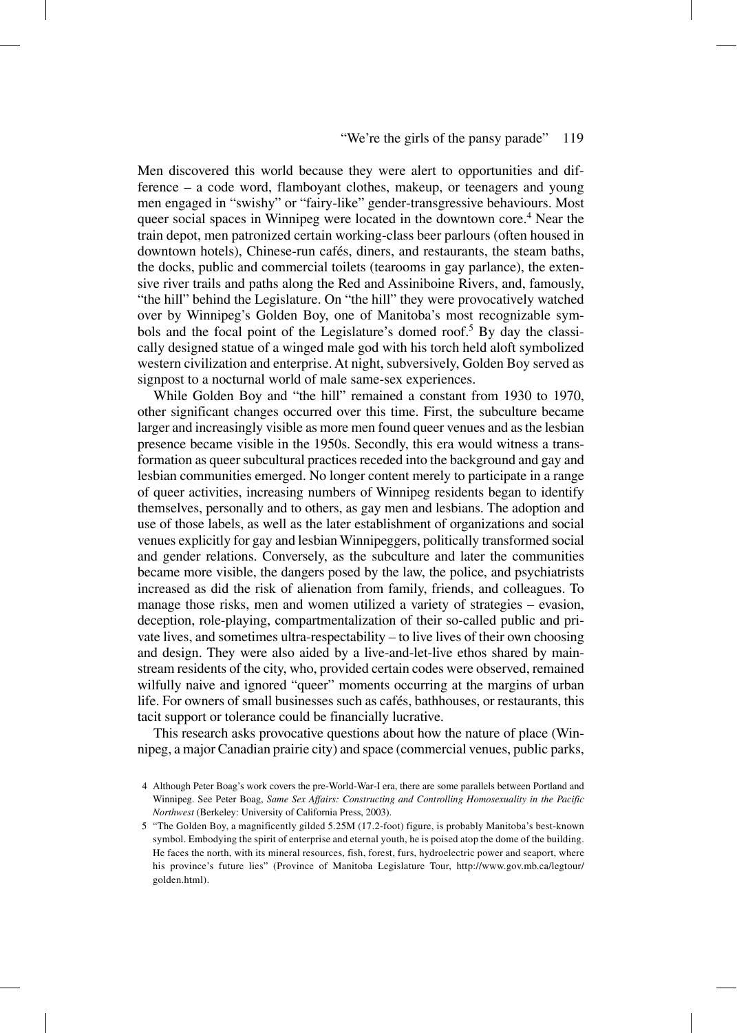Men discovered this world because they were alert to opportunities and difference – a code word, flamboyant clothes, makeup, or teenagers and young men engaged in "swishy" or "fairy-like" gender-transgressive behaviours. Most queer social spaces in Winnipeg were located in the downtown core.[4] Near the train depot, men patronized certain working-class beer parlours (often housed in downtown hotels), Chinese-run cafés, diners, and restaurants, the steam baths, the docks, public and commercial toilets (tearooms in gay parlance), the extensive river trails and paths along the Red and Assiniboine Rivers, and, famously, "the hill" behind the Legislature. On "the hill" they were provocatively watched over by Winnipeg's Golden Boy, one of Manitoba's most recognizable symbols and the focal point of the Legislature's domed roof.[5] By day the classically designed statue of a winged male god with his torch held aloft symbolized western civilization and enterprise. At night, subversively, Golden Boy served as signpost to a nocturnal world of male same-sex experiences.

While Golden Boy and "the hill" remained a constant from 1930 to 1970, other significant changes occurred over this time. First, the subculture became larger and increasingly visible as more men found queer venues and as the lesbian presence became visible in the 1950s. Secondly, this era would witness a transformation as queer subcultural practices receded into the background and gay and lesbian communities emerged. No longer content merely to participate in a range of queer activities, increasing numbers of Winnipeg residents began to identify themselves, personally and to others, as gay men and lesbians. The adoption and use of those labels, as well as the later establishment of organizations and social venues explicitly for gay and lesbian Winnipeggers, politically transformed social and gender relations. Conversely, as the subculture and later the communities became more visible, the dangers posed by the law, the police, and psychiatrists increased as did the risk of alienation from family, friends, and colleagues. To manage those risks, men and women utilized a variety of strategies – evasion, deception, role-playing, compartmentalization of their so-called public and private lives, and sometimes ultra-respectability – to live lives of their own choosing and design. They were also aided by a live-and-let-live ethos shared by mainstream residents of the city, who, provided certain codes were observed, remained wilfully naive and ignored "queer" moments occurring at the margins of urban life. For owners of small businesses such as cafés, bathhouses, or restaurants, this tacit support or tolerance could be financially lucrative.

This research asks provocative questions about how the nature of place (Winnipeg, a major Canadian prairie city) and space (commercial venues, public parks,

4 Although Peter Boag's work covers the pre-World-War-I era, there are some parallels between Portland and Winnipeg. See Peter Boag, *Same Sex Affairs: Constructing and Controlling Homosexuality in the Pacific Northwest* (Berkeley: University of California Press, 2003).

5 "The Golden Boy, a magnificently gilded 5.25M (17.2-foot) figure, is probably Manitoba's best-known symbol. Embodying the spirit of enterprise and eternal youth, he is poised atop the dome of the building. He faces the north, with its mineral resources, fish, forest, furs, hydroelectric power and seaport, where his province's future lies" (Province of Manitoba Legislature Tour, http://www.gov.mb.ca/legtour/golden.html).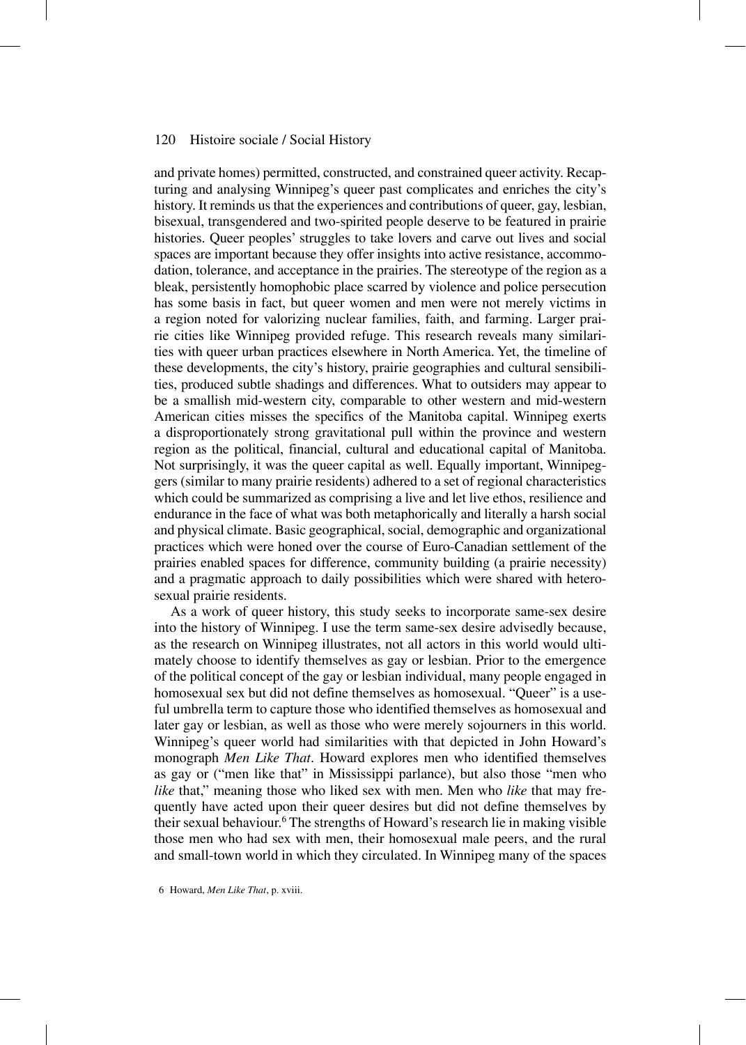and private homes) permitted, constructed, and constrained queer activity. Recapturing and analysing Winnipeg's queer past complicates and enriches the city's history. It reminds us that the experiences and contributions of queer, gay, lesbian, bisexual, transgendered and two-spirited people deserve to be featured in prairie histories. Queer peoples' struggles to take lovers and carve out lives and social spaces are important because they offer insights into active resistance, accommodation, tolerance, and acceptance in the prairies. The stereotype of the region as a bleak, persistently homophobic place scarred by violence and police persecution has some basis in fact, but queer women and men were not merely victims in a region noted for valorizing nuclear families, faith, and farming. Larger prairie cities like Winnipeg provided refuge. This research reveals many similarities with queer urban practices elsewhere in North America. Yet, the timeline of these developments, the city's history, prairie geographies and cultural sensibilities, produced subtle shadings and differences. What to outsiders may appear to be a smallish mid-western city, comparable to other western and mid-western American cities misses the specifics of the Manitoba capital. Winnipeg exerts a disproportionately strong gravitational pull within the province and western region as the political, financial, cultural and educational capital of Manitoba. Not surprisingly, it was the queer capital as well. Equally important, Winnipeggers (similar to many prairie residents) adhered to a set of regional characteristics which could be summarized as comprising a live and let live ethos, resilience and endurance in the face of what was both metaphorically and literally a harsh social and physical climate. Basic geographical, social, demographic and organizational practices which were honed over the course of Euro-Canadian settlement of the prairies enabled spaces for difference, community building (a prairie necessity) and a pragmatic approach to daily possibilities which were shared with heterosexual prairie residents.

As a work of queer history, this study seeks to incorporate same-sex desire into the history of Winnipeg. I use the term same-sex desire advisedly because, as the research on Winnipeg illustrates, not all actors in this world would ultimately choose to identify themselves as gay or lesbian. Prior to the emergence of the political concept of the gay or lesbian individual, many people engaged in homosexual sex but did not define themselves as homosexual. "Queer" is a useful umbrella term to capture those who identified themselves as homosexual and later gay or lesbian, as well as those who were merely sojourners in this world. Winnipeg's queer world had similarities with that depicted in John Howard's monograph *Men Like That*. Howard explores men who identified themselves as gay or ("men like that" in Mississippi parlance), but also those "men who *like* that," meaning those who liked sex with men. Men who *like* that may frequently have acted upon their queer desires but did not define themselves by their sexual behaviour.[6] The strengths of Howard's research lie in making visible those men who had sex with men, their homosexual male peers, and the rural and small-town world in which they circulated. In Winnipeg many of the spaces

6 Howard, *Men Like That*, p. xviii.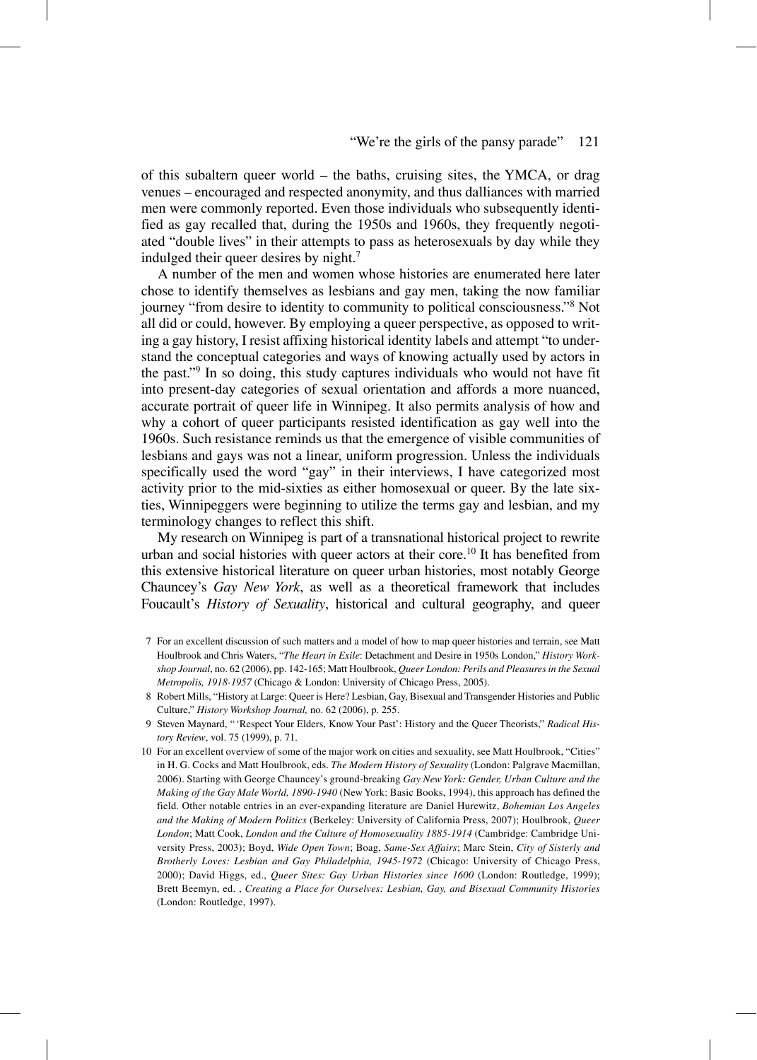of this subaltern queer world – the baths, cruising sites, the YMCA, or drag venues – encouraged and respected anonymity, and thus dalliances with married men were commonly reported. Even those individuals who subsequently identified as gay recalled that, during the 1950s and 1960s, they frequently negotiated "double lives" in their attempts to pass as heterosexuals by day while they indulged their queer desires by night.[7]

A number of the men and women whose histories are enumerated here later chose to identify themselves as lesbians and gay men, taking the now familiar journey "from desire to identity to community to political consciousness."[8] Not all did or could, however. By employing a queer perspective, as opposed to writing a gay history, I resist affixing historical identity labels and attempt "to understand the conceptual categories and ways of knowing actually used by actors in the past."[9] In so doing, this study captures individuals who would not have fit into present-day categories of sexual orientation and affords a more nuanced, accurate portrait of queer life in Winnipeg. It also permits analysis of how and why a cohort of queer participants resisted identification as gay well into the 1960s. Such resistance reminds us that the emergence of visible communities of lesbians and gays was not a linear, uniform progression. Unless the individuals specifically used the word "gay" in their interviews, I have categorized most activity prior to the mid-sixties as either homosexual or queer. By the late sixties, Winnipeggers were beginning to utilize the terms gay and lesbian, and my terminology changes to reflect this shift.

My research on Winnipeg is part of a transnational historical project to rewrite urban and social histories with queer actors at their core.[10] It has benefited from this extensive historical literature on queer urban histories, most notably George Chauncey's *Gay New York*, as well as a theoretical framework that includes Foucault's *History of Sexuality*, historical and cultural geography, and queer

7 For an excellent discussion of such matters and a model of how to map queer histories and terrain, see Matt Houlbrook and Chris Waters, "*The Heart in Exile*: Detachment and Desire in 1950s London," *History Workshop Journal*, no. 62 (2006), pp. 142-165; Matt Houlbrook, *Queer London: Perils and Pleasures in the Sexual Metropolis, 1918-1957* (Chicago & London: University of Chicago Press, 2005).

8 Robert Mills, "History at Large: Queer is Here? Lesbian, Gay, Bisexual and Transgender Histories and Public Culture," *History Workshop Journal,* no. 62 (2006), p. 255.

9 Steven Maynard, " 'Respect Your Elders, Know Your Past': History and the Queer Theorists," *Radical History Review*, vol. 75 (1999), p. 71.

10 For an excellent overview of some of the major work on cities and sexuality, see Matt Houlbrook, "Cities" in H. G. Cocks and Matt Houlbrook, eds. *The Modern History of Sexuality* (London: Palgrave Macmillan, 2006). Starting with George Chauncey's ground-breaking *Gay New York: Gender, Urban Culture and the Making of the Gay Male World, 1890-1940* (New York: Basic Books, 1994), this approach has defined the field. Other notable entries in an ever-expanding literature are Daniel Hurewitz, *Bohemian Los Angeles and the Making of Modern Politics* (Berkeley: University of California Press, 2007); Houlbrook, *Queer London*; Matt Cook, *London and the Culture of Homosexuality 1885-1914* (Cambridge: Cambridge University Press, 2003); Boyd, *Wide Open Town*; Boag, *Same-Sex Affairs*; Marc Stein, *City of Sisterly and Brotherly Loves: Lesbian and Gay Philadelphia, 1945-1972* (Chicago: University of Chicago Press, 2000); David Higgs, ed., *Queer Sites: Gay Urban Histories since 1600* (London: Routledge, 1999); Brett Beemyn, ed. , *Creating a Place for Ourselves: Lesbian, Gay, and Bisexual Community Histories* (London: Routledge, 1997).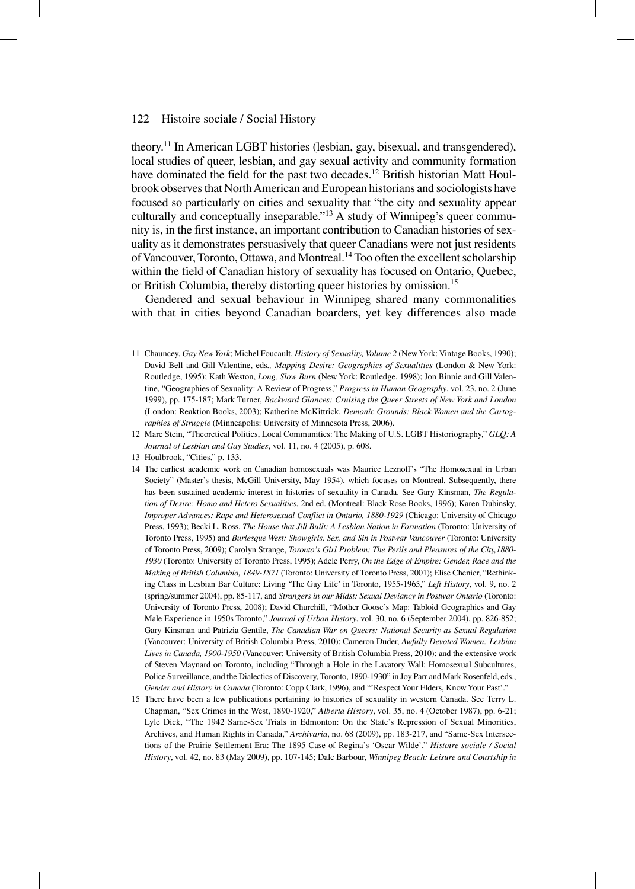theory.[11] In American LGBT histories (lesbian, gay, bisexual, and transgendered), local studies of queer, lesbian, and gay sexual activity and community formation have dominated the field for the past two decades.[12] British historian Matt Houlbrook observes that North American and European historians and sociologists have focused so particularly on cities and sexuality that "the city and sexuality appear culturally and conceptually inseparable."[13] A study of Winnipeg's queer community is, in the first instance, an important contribution to Canadian histories of sexuality as it demonstrates persuasively that queer Canadians were not just residents of Vancouver, Toronto, Ottawa, and Montreal.[14] Too often the excellent scholarship within the field of Canadian history of sexuality has focused on Ontario, Quebec, or British Columbia, thereby distorting queer histories by omission.[15]

Gendered and sexual behaviour in Winnipeg shared many commonalities with that in cities beyond Canadian boarders, yet key differences also made

11 Chauncey, *Gay New York*; Michel Foucault, *History of Sexuality, Volume 2* (New York: Vintage Books, 1990); David Bell and Gill Valentine, eds*., Mapping Desire: Geographies of Sexualities* (London & New York: Routledge, 1995); Kath Weston, *Long, Slow Burn* (New York: Routledge, 1998); Jon Binnie and Gill Valentine, "Geographies of Sexuality: A Review of Progress," *Progress in Human Geography*, vol. 23, no. 2 (June 1999), pp. 175-187; Mark Turner, *Backward Glances: Cruising the Queer Streets of New York and London* (London: Reaktion Books, 2003); Katherine McKittrick, *Demonic Grounds: Black Women and the Cartographies of Struggle* (Minneapolis: University of Minnesota Press, 2006).

12 Marc Stein, "Theoretical Politics, Local Communities: The Making of U.S. LGBT Historiography," *GLQ: A Journal of Lesbian and Gay Studies*, vol. 11, no. 4 (2005), p. 608.

13 Houlbrook, "Cities," p. 133.

14 The earliest academic work on Canadian homosexuals was Maurice Leznoff's "The Homosexual in Urban Society" (Master's thesis, McGill University, May 1954), which focuses on Montreal. Subsequently, there has been sustained academic interest in histories of sexuality in Canada. See Gary Kinsman, *The Regulation of Desire: Homo and Hetero Sexualities*, 2nd ed. (Montreal: Black Rose Books, 1996); Karen Dubinsky, *Improper Advances: Rape and Heterosexual Conflict in Ontario, 1880-1929* (Chicago: University of Chicago Press, 1993); Becki L. Ross, *The House that Jill Built: A Lesbian Nation in Formation* (Toronto: University of Toronto Press, 1995) and *Burlesque West: Showgirls, Sex, and Sin in Postwar Vancouver* (Toronto: University of Toronto Press, 2009); Carolyn Strange, *Toronto's Girl Problem: The Perils and Pleasures of the City,1880-1930* (Toronto: University of Toronto Press, 1995); Adele Perry, *On the Edge of Empire: Gender, Race and the Making of British Columbia, 1849-1871* (Toronto: University of Toronto Press, 2001); Elise Chenier, "Rethinking Class in Lesbian Bar Culture: Living 'The Gay Life' in Toronto, 1955-1965," *Left History*, vol. 9, no. 2 (spring/summer 2004), pp. 85-117, and *Strangers in our Midst: Sexual Deviancy in Postwar Ontario* (Toronto: University of Toronto Press, 2008); David Churchill, "Mother Goose's Map: Tabloid Geographies and Gay Male Experience in 1950s Toronto," *Journal of Urban History*, vol. 30, no. 6 (September 2004), pp. 826-852; Gary Kinsman and Patrizia Gentile, *The Canadian War on Queers: National Security as Sexual Regulation* (Vancouver: University of British Columbia Press, 2010); Cameron Duder, *Awfully Devoted Women: Lesbian Lives in Canada, 1900-1950* (Vancouver: University of British Columbia Press, 2010); and the extensive work of Steven Maynard on Toronto, including "Through a Hole in the Lavatory Wall: Homosexual Subcultures, Police Surveillance, and the Dialectics of Discovery, Toronto, 1890-1930" in Joy Parr and Mark Rosenfeld, eds., *Gender and History in Canada* (Toronto: Copp Clark, 1996), and "'Respect Your Elders, Know Your Past'."

15 There have been a few publications pertaining to histories of sexuality in western Canada. See Terry L. Chapman, "Sex Crimes in the West, 1890-1920," *Alberta History*, vol. 35, no. 4 (October 1987), pp. 6-21; Lyle Dick, "The 1942 Same-Sex Trials in Edmonton: On the State's Repression of Sexual Minorities, Archives, and Human Rights in Canada," *Archivaria*, no. 68 (2009), pp. 183-217, and "Same-Sex Intersections of the Prairie Settlement Era: The 1895 Case of Regina's 'Oscar Wilde'," *Histoire sociale / Social History*, vol. 42, no. 83 (May 2009), pp. 107-145; Dale Barbour, *Winnipeg Beach: Leisure and Courtship in*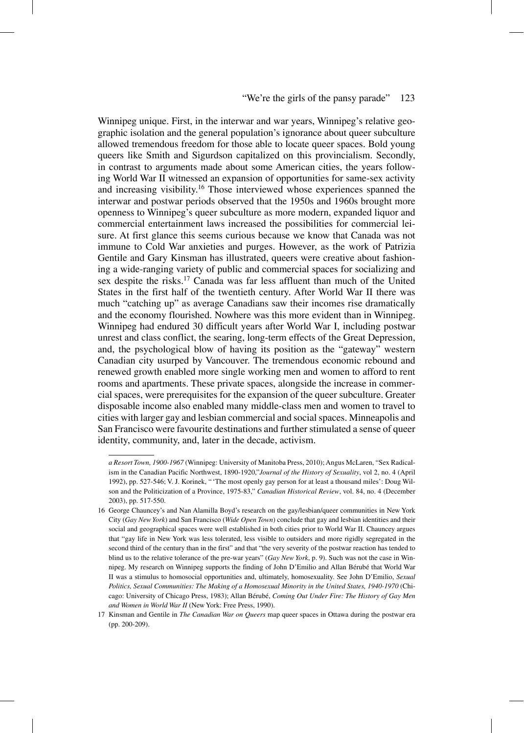Winnipeg unique. First, in the interwar and war years, Winnipeg's relative geographic isolation and the general population's ignorance about queer subculture allowed tremendous freedom for those able to locate queer spaces. Bold young queers like Smith and Sigurdson capitalized on this provincialism. Secondly, in contrast to arguments made about some American cities, the years following World War II witnessed an expansion of opportunities for same-sex activity and increasing visibility.[16] Those interviewed whose experiences spanned the interwar and postwar periods observed that the 1950s and 1960s brought more openness to Winnipeg's queer subculture as more modern, expanded liquor and commercial entertainment laws increased the possibilities for commercial leisure. At first glance this seems curious because we know that Canada was not immune to Cold War anxieties and purges. However, as the work of Patrizia Gentile and Gary Kinsman has illustrated, queers were creative about fashioning a wide-ranging variety of public and commercial spaces for socializing and sex despite the risks.[17] Canada was far less affluent than much of the United States in the first half of the twentieth century. After World War II there was much "catching up" as average Canadians saw their incomes rise dramatically and the economy flourished. Nowhere was this more evident than in Winnipeg. Winnipeg had endured 30 difficult years after World War I, including postwar unrest and class conflict, the searing, long-term effects of the Great Depression, and, the psychological blow of having its position as the "gateway" western Canadian city usurped by Vancouver. The tremendous economic rebound and renewed growth enabled more single working men and women to afford to rent rooms and apartments. These private spaces, alongside the increase in commercial spaces, were prerequisites for the expansion of the queer subculture. Greater disposable income also enabled many middle-class men and women to travel to cities with larger gay and lesbian commercial and social spaces. Minneapolis and San Francisco were favourite destinations and further stimulated a sense of queer identity, community, and, later in the decade, activism.

---

*a Resort Town, 1900-1967* (Winnipeg: University of Manitoba Press, 2010); Angus McLaren, "Sex Radicalism in the Canadian Pacific Northwest, 1890-1920,"*Journal of the History of Sexuality*, vol 2, no. 4 (April 1992), pp. 527-546; V. J. Korinek, " 'The most openly gay person for at least a thousand miles': Doug Wilson and the Politicization of a Province, 1975-83," *Canadian Historical Review*, vol. 84, no. 4 (December 2003), pp. 517-550.

16 George Chauncey's and Nan Alamilla Boyd's research on the gay/lesbian/queer communities in New York City (*Gay New York*) and San Francisco (*Wide Open Town*) conclude that gay and lesbian identities and their social and geographical spaces were well established in both cities prior to World War II. Chauncey argues that "gay life in New York was less tolerated, less visible to outsiders and more rigidly segregated in the second third of the century than in the first" and that "the very severity of the postwar reaction has tended to blind us to the relative tolerance of the pre-war years" (*Gay New York*, p. 9). Such was not the case in Winnipeg. My research on Winnipeg supports the finding of John D'Emilio and Allan Bérubé that World War II was a stimulus to homosocial opportunities and, ultimately, homosexuality. See John D'Emilio, *Sexual Politics, Sexual Communities: The Making of a Homosexual Minority in the United States, 1940-1970* (Chicago: University of Chicago Press, 1983); Allan Bérubé, *Coming Out Under Fire: The History of Gay Men and Women in World War II* (New York: Free Press, 1990).

17 Kinsman and Gentile in *The Canadian War on Queers* map queer spaces in Ottawa during the postwar era (pp. 200-209).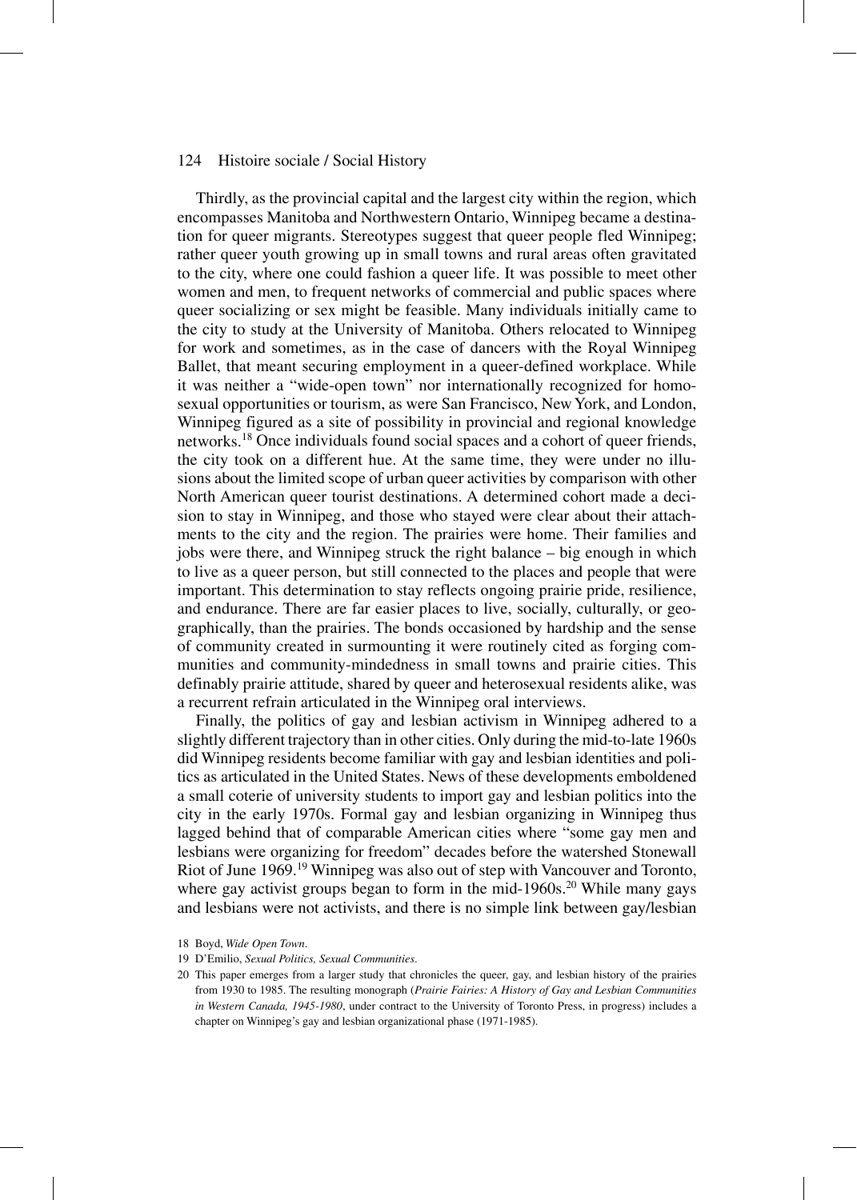Thirdly, as the provincial capital and the largest city within the region, which encompasses Manitoba and Northwestern Ontario, Winnipeg became a destination for queer migrants. Stereotypes suggest that queer people fled Winnipeg; rather queer youth growing up in small towns and rural areas often gravitated to the city, where one could fashion a queer life. It was possible to meet other women and men, to frequent networks of commercial and public spaces where queer socializing or sex might be feasible. Many individuals initially came to the city to study at the University of Manitoba. Others relocated to Winnipeg for work and sometimes, as in the case of dancers with the Royal Winnipeg Ballet, that meant securing employment in a queer-defined workplace. While it was neither a "wide-open town" nor internationally recognized for homosexual opportunities or tourism, as were San Francisco, New York, and London, Winnipeg figured as a site of possibility in provincial and regional knowledge networks.[18] Once individuals found social spaces and a cohort of queer friends, the city took on a different hue. At the same time, they were under no illusions about the limited scope of urban queer activities by comparison with other North American queer tourist destinations. A determined cohort made a decision to stay in Winnipeg, and those who stayed were clear about their attachments to the city and the region. The prairies were home. Their families and jobs were there, and Winnipeg struck the right balance – big enough in which to live as a queer person, but still connected to the places and people that were important. This determination to stay reflects ongoing prairie pride, resilience, and endurance. There are far easier places to live, socially, culturally, or geographically, than the prairies. The bonds occasioned by hardship and the sense of community created in surmounting it were routinely cited as forging communities and community-mindedness in small towns and prairie cities. This definably prairie attitude, shared by queer and heterosexual residents alike, was a recurrent refrain articulated in the Winnipeg oral interviews.

Finally, the politics of gay and lesbian activism in Winnipeg adhered to a slightly different trajectory than in other cities. Only during the mid-to-late 1960s did Winnipeg residents become familiar with gay and lesbian identities and politics as articulated in the United States. News of these developments emboldened a small coterie of university students to import gay and lesbian politics into the city in the early 1970s. Formal gay and lesbian organizing in Winnipeg thus lagged behind that of comparable American cities where "some gay men and lesbians were organizing for freedom" decades before the watershed Stonewall Riot of June 1969.[19] Winnipeg was also out of step with Vancouver and Toronto, where gay activist groups began to form in the mid-1960s.[20] While many gays and lesbians were not activists, and there is no simple link between gay/lesbian

18 Boyd, *Wide Open Town*.

19 D'Emilio, *Sexual Politics, Sexual Communities*.

20 This paper emerges from a larger study that chronicles the queer, gay, and lesbian history of the prairies from 1930 to 1985. The resulting monograph (*Prairie Fairies: A History of Gay and Lesbian Communities in Western Canada, 1945-1980*, under contract to the University of Toronto Press, in progress) includes a chapter on Winnipeg's gay and lesbian organizational phase (1971-1985).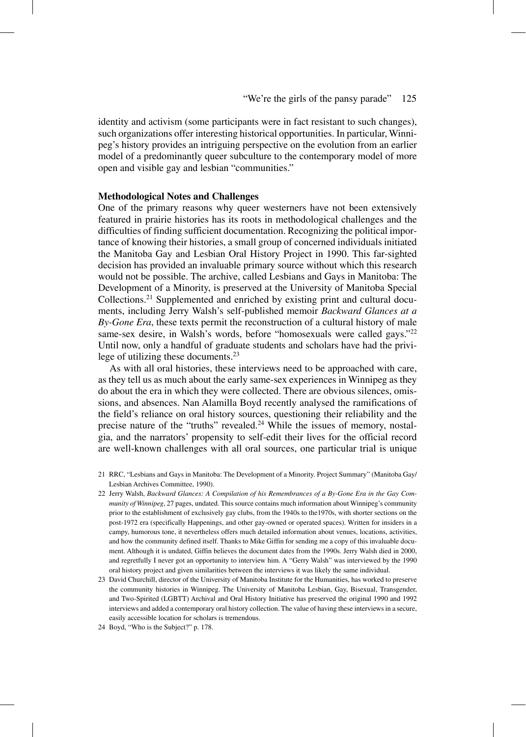identity and activism (some participants were in fact resistant to such changes), such organizations offer interesting historical opportunities. In particular, Winnipeg's history provides an intriguing perspective on the evolution from an earlier model of a predominantly queer subculture to the contemporary model of more open and visible gay and lesbian "communities."

## Methodological Notes and Challenges

One of the primary reasons why queer westerners have not been extensively featured in prairie histories has its roots in methodological challenges and the difficulties of finding sufficient documentation. Recognizing the political importance of knowing their histories, a small group of concerned individuals initiated the Manitoba Gay and Lesbian Oral History Project in 1990. This far-sighted decision has provided an invaluable primary source without which this research would not be possible. The archive, called Lesbians and Gays in Manitoba: The Development of a Minority, is preserved at the University of Manitoba Special Collections.[21] Supplemented and enriched by existing print and cultural documents, including Jerry Walsh's self-published memoir *Backward Glances at a By-Gone Era*, these texts permit the reconstruction of a cultural history of male same-sex desire, in Walsh's words, before "homosexuals were called gays."[22] Until now, only a handful of graduate students and scholars have had the privilege of utilizing these documents.[23]

As with all oral histories, these interviews need to be approached with care, as they tell us as much about the early same-sex experiences in Winnipeg as they do about the era in which they were collected. There are obvious silences, omissions, and absences. Nan Alamilla Boyd recently analysed the ramifications of the field's reliance on oral history sources, questioning their reliability and the precise nature of the "truths" revealed.[24] While the issues of memory, nostalgia, and the narrators' propensity to self-edit their lives for the official record are well-known challenges with all oral sources, one particular trial is unique

21 RRC, "Lesbians and Gays in Manitoba: The Development of a Minority. Project Summary" (Manitoba Gay/Lesbian Archives Committee, 1990).

22 Jerry Walsh, *Backward Glances: A Compilation of his Remembrances of a By-Gone Era in the Gay Community of Winnipeg*, 27 pages, undated. This source contains much information about Winnipeg's community prior to the establishment of exclusively gay clubs, from the 1940s to the1970s, with shorter sections on the post-1972 era (specifically Happenings, and other gay-owned or operated spaces). Written for insiders in a campy, humorous tone, it nevertheless offers much detailed information about venues, locations, activities, and how the community defined itself. Thanks to Mike Giffin for sending me a copy of this invaluable document. Although it is undated, Giffin believes the document dates from the 1990s. Jerry Walsh died in 2000, and regretfully I never got an opportunity to interview him. A "Gerry Walsh" was interviewed by the 1990 oral history project and given similarities between the interviews it was likely the same individual.

23 David Churchill, director of the University of Manitoba Institute for the Humanities, has worked to preserve the community histories in Winnipeg. The University of Manitoba Lesbian, Gay, Bisexual, Transgender, and Two-Spirited (LGBTT) Archival and Oral History Initiative has preserved the original 1990 and 1992 interviews and added a contemporary oral history collection. The value of having these interviews in a secure, easily accessible location for scholars is tremendous.

24 Boyd, "Who is the Subject?" p. 178.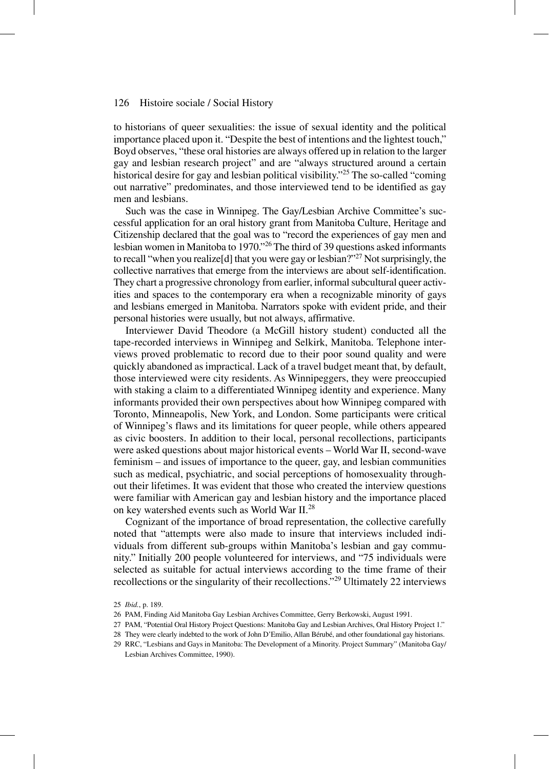to historians of queer sexualities: the issue of sexual identity and the political importance placed upon it. "Despite the best of intentions and the lightest touch," Boyd observes, "these oral histories are always offered up in relation to the larger gay and lesbian research project" and are "always structured around a certain historical desire for gay and lesbian political visibility."[25] The so-called "coming out narrative" predominates, and those interviewed tend to be identified as gay men and lesbians.

Such was the case in Winnipeg. The Gay/Lesbian Archive Committee's successful application for an oral history grant from Manitoba Culture, Heritage and Citizenship declared that the goal was to "record the experiences of gay men and lesbian women in Manitoba to 1970."[26] The third of 39 questions asked informants to recall "when you realize[d] that you were gay or lesbian?"[27] Not surprisingly, the collective narratives that emerge from the interviews are about self-identification. They chart a progressive chronology from earlier, informal subcultural queer activities and spaces to the contemporary era when a recognizable minority of gays and lesbians emerged in Manitoba. Narrators spoke with evident pride, and their personal histories were usually, but not always, affirmative.

Interviewer David Theodore (a McGill history student) conducted all the tape-recorded interviews in Winnipeg and Selkirk, Manitoba. Telephone interviews proved problematic to record due to their poor sound quality and were quickly abandoned as impractical. Lack of a travel budget meant that, by default, those interviewed were city residents. As Winnipeggers, they were preoccupied with staking a claim to a differentiated Winnipeg identity and experience. Many informants provided their own perspectives about how Winnipeg compared with Toronto, Minneapolis, New York, and London. Some participants were critical of Winnipeg's flaws and its limitations for queer people, while others appeared as civic boosters. In addition to their local, personal recollections, participants were asked questions about major historical events – World War II, second-wave feminism – and issues of importance to the queer, gay, and lesbian communities such as medical, psychiatric, and social perceptions of homosexuality throughout their lifetimes. It was evident that those who created the interview questions were familiar with American gay and lesbian history and the importance placed on key watershed events such as World War II.[28]

Cognizant of the importance of broad representation, the collective carefully noted that "attempts were also made to insure that interviews included individuals from different sub-groups within Manitoba's lesbian and gay community." Initially 200 people volunteered for interviews, and "75 individuals were selected as suitable for actual interviews according to the time frame of their recollections or the singularity of their recollections."[29] Ultimately 22 interviews

25 *Ibid.*, p. 189.

26 PAM, Finding Aid Manitoba Gay Lesbian Archives Committee, Gerry Berkowski, August 1991.

27 PAM, "Potential Oral History Project Questions: Manitoba Gay and Lesbian Archives, Oral History Project 1."

28 They were clearly indebted to the work of John D'Emilio, Allan Bérubé, and other foundational gay historians.

29 RRC, "Lesbians and Gays in Manitoba: The Development of a Minority. Project Summary" (Manitoba Gay/Lesbian Archives Committee, 1990).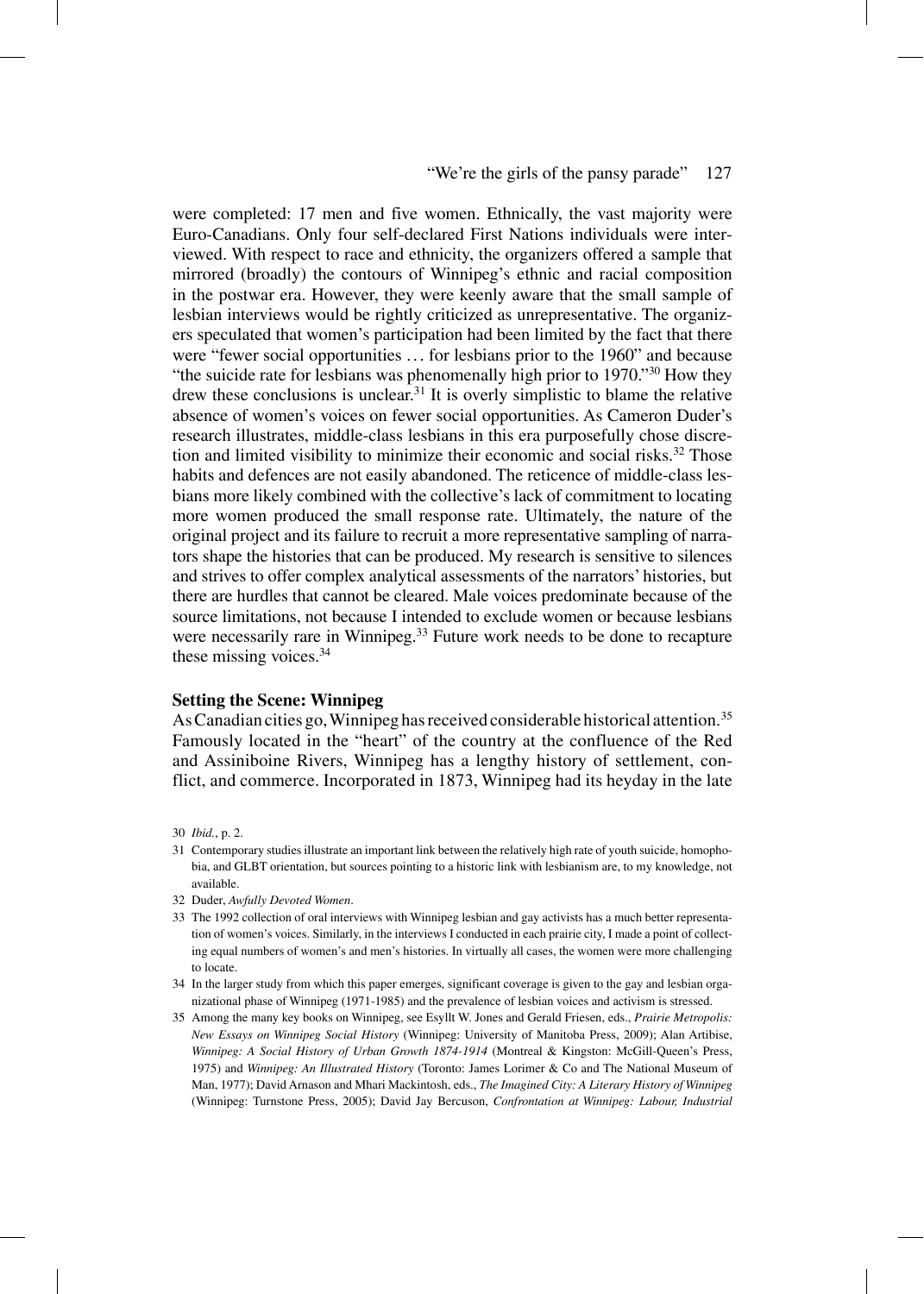were completed: 17 men and five women. Ethnically, the vast majority were Euro-Canadians. Only four self-declared First Nations individuals were interviewed. With respect to race and ethnicity, the organizers offered a sample that mirrored (broadly) the contours of Winnipeg's ethnic and racial composition in the postwar era. However, they were keenly aware that the small sample of lesbian interviews would be rightly criticized as unrepresentative. The organizers speculated that women's participation had been limited by the fact that there were "fewer social opportunities … for lesbians prior to the 1960" and because "the suicide rate for lesbians was phenomenally high prior to 1970."[30] How they drew these conclusions is unclear.[31] It is overly simplistic to blame the relative absence of women's voices on fewer social opportunities. As Cameron Duder's research illustrates, middle-class lesbians in this era purposefully chose discretion and limited visibility to minimize their economic and social risks.[32] Those habits and defences are not easily abandoned. The reticence of middle-class lesbians more likely combined with the collective's lack of commitment to locating more women produced the small response rate. Ultimately, the nature of the original project and its failure to recruit a more representative sampling of narrators shape the histories that can be produced. My research is sensitive to silences and strives to offer complex analytical assessments of the narrators' histories, but there are hurdles that cannot be cleared. Male voices predominate because of the source limitations, not because I intended to exclude women or because lesbians were necessarily rare in Winnipeg.[33] Future work needs to be done to recapture these missing voices.[34]

**Setting the Scene: Winnipeg**

As Canadian cities go, Winnipeg has received considerable historical attention.[35] Famously located in the "heart" of the country at the confluence of the Red and Assiniboine Rivers, Winnipeg has a lengthy history of settlement, conflict, and commerce. Incorporated in 1873, Winnipeg had its heyday in the late

30 *Ibid.*, p. 2.

31 Contemporary studies illustrate an important link between the relatively high rate of youth suicide, homophobia, and GLBT orientation, but sources pointing to a historic link with lesbianism are, to my knowledge, not available.

32 Duder, *Awfully Devoted Women*.

33 The 1992 collection of oral interviews with Winnipeg lesbian and gay activists has a much better representation of women's voices. Similarly, in the interviews I conducted in each prairie city, I made a point of collecting equal numbers of women's and men's histories. In virtually all cases, the women were more challenging to locate.

34 In the larger study from which this paper emerges, significant coverage is given to the gay and lesbian organizational phase of Winnipeg (1971-1985) and the prevalence of lesbian voices and activism is stressed.

35 Among the many key books on Winnipeg, see Esyllt W. Jones and Gerald Friesen, eds., *Prairie Metropolis: New Essays on Winnipeg Social History* (Winnipeg: University of Manitoba Press, 2009); Alan Artibise, *Winnipeg: A Social History of Urban Growth 1874-1914* (Montreal & Kingston: McGill-Queen's Press, 1975) and *Winnipeg: An Illustrated History* (Toronto: James Lorimer & Co and The National Museum of Man, 1977); David Arnason and Mhari Mackintosh, eds., *The Imagined City: A Literary History of Winnipeg* (Winnipeg: Turnstone Press, 2005); David Jay Bercuson, *Confrontation at Winnipeg: Labour, Industrial*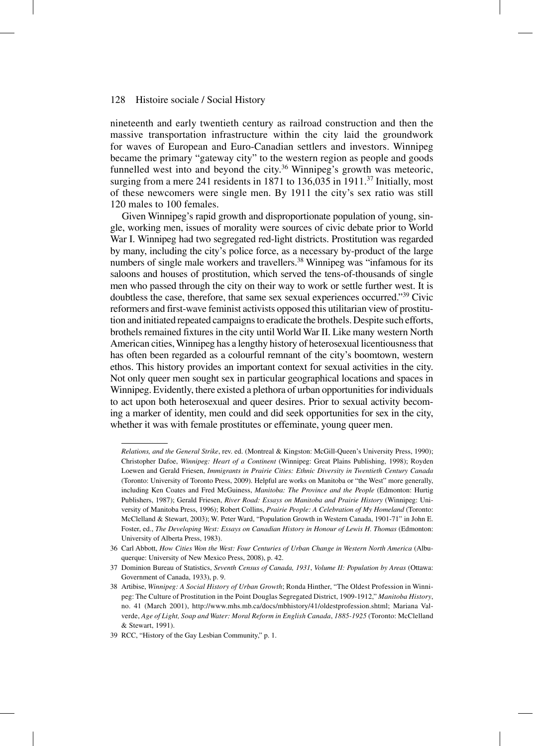nineteenth and early twentieth century as railroad construction and then the massive transportation infrastructure within the city laid the groundwork for waves of European and Euro-Canadian settlers and investors. Winnipeg became the primary "gateway city" to the western region as people and goods funnelled west into and beyond the city.[36] Winnipeg's growth was meteoric, surging from a mere 241 residents in 1871 to 136,035 in 1911.[37] Initially, most of these newcomers were single men. By 1911 the city's sex ratio was still 120 males to 100 females.

Given Winnipeg's rapid growth and disproportionate population of young, single, working men, issues of morality were sources of civic debate prior to World War I. Winnipeg had two segregated red-light districts. Prostitution was regarded by many, including the city's police force, as a necessary by-product of the large numbers of single male workers and travellers.[38] Winnipeg was "infamous for its saloons and houses of prostitution, which served the tens-of-thousands of single men who passed through the city on their way to work or settle further west. It is doubtless the case, therefore, that same sex sexual experiences occurred."[39] Civic reformers and first-wave feminist activists opposed this utilitarian view of prostitution and initiated repeated campaigns to eradicate the brothels. Despite such efforts, brothels remained fixtures in the city until World War II. Like many western North American cities, Winnipeg has a lengthy history of heterosexual licentiousness that has often been regarded as a colourful remnant of the city's boomtown, western ethos. This history provides an important context for sexual activities in the city. Not only queer men sought sex in particular geographical locations and spaces in Winnipeg. Evidently, there existed a plethora of urban opportunities for individuals to act upon both heterosexual and queer desires. Prior to sexual activity becoming a marker of identity, men could and did seek opportunities for sex in the city, whether it was with female prostitutes or effeminate, young queer men.

---

*Relations, and the General Strike*, rev. ed. (Montreal & Kingston: McGill-Queen's University Press, 1990); Christopher Dafoe, *Winnipeg: Heart of a Continent* (Winnipeg: Great Plains Publishing, 1998); Royden Loewen and Gerald Friesen, *Immigrants in Prairie Cities: Ethnic Diversity in Twentieth Century Canada* (Toronto: University of Toronto Press, 2009). Helpful are works on Manitoba or "the West" more generally, including Ken Coates and Fred McGuiness, *Manitoba: The Province and the People* (Edmonton: Hurtig Publishers, 1987); Gerald Friesen, *River Road: Essays on Manitoba and Prairie History* (Winnipeg: University of Manitoba Press, 1996); Robert Collins, *Prairie People: A Celebration of My Homeland* (Toronto: McClelland & Stewart, 2003); W. Peter Ward, "Population Growth in Western Canada, 1901-71" in John E. Foster, ed., *The Developing West: Essays on Canadian History in Honour of Lewis H. Thomas* (Edmonton: University of Alberta Press, 1983).

36 Carl Abbott, *How Cities Won the West: Four Centuries of Urban Change in Western North America* (Albuquerque: University of New Mexico Press, 2008), p. 42.

37 Dominion Bureau of Statistics, *Seventh Census of Canada, 1931*, *Volume II: Population by Areas* (Ottawa: Government of Canada, 1933), p. 9.

38 Artibise, *Winnipeg: A Social History of Urban Growth*; Ronda Hinther, "The Oldest Profession in Winnipeg: The Culture of Prostitution in the Point Douglas Segregated District, 1909-1912," *Manitoba History*, no. 41 (March 2001), http://www.mhs.mb.ca/docs/mbhistory/41/oldestprofession.shtml; Mariana Valverde, *Age of Light, Soap and Water: Moral Reform in English Canada*, *1885-1925* (Toronto: McClelland & Stewart, 1991).

39 RCC, "History of the Gay Lesbian Community," p. 1.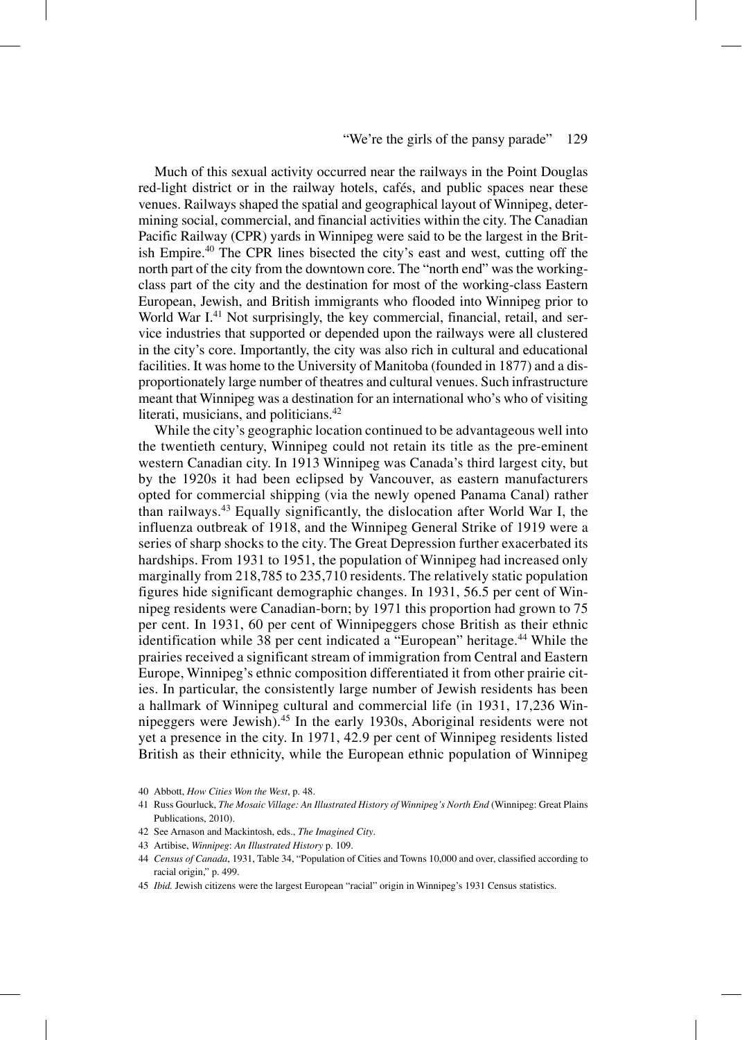Much of this sexual activity occurred near the railways in the Point Douglas red-light district or in the railway hotels, cafés, and public spaces near these venues. Railways shaped the spatial and geographical layout of Winnipeg, determining social, commercial, and financial activities within the city. The Canadian Pacific Railway (CPR) yards in Winnipeg were said to be the largest in the British Empire.[40] The CPR lines bisected the city's east and west, cutting off the north part of the city from the downtown core. The "north end" was the working-class part of the city and the destination for most of the working-class Eastern European, Jewish, and British immigrants who flooded into Winnipeg prior to World War I.[41] Not surprisingly, the key commercial, financial, retail, and service industries that supported or depended upon the railways were all clustered in the city's core. Importantly, the city was also rich in cultural and educational facilities. It was home to the University of Manitoba (founded in 1877) and a disproportionately large number of theatres and cultural venues. Such infrastructure meant that Winnipeg was a destination for an international who's who of visiting literati, musicians, and politicians.[42]

While the city's geographic location continued to be advantageous well into the twentieth century, Winnipeg could not retain its title as the pre-eminent western Canadian city. In 1913 Winnipeg was Canada's third largest city, but by the 1920s it had been eclipsed by Vancouver, as eastern manufacturers opted for commercial shipping (via the newly opened Panama Canal) rather than railways.[43] Equally significantly, the dislocation after World War I, the influenza outbreak of 1918, and the Winnipeg General Strike of 1919 were a series of sharp shocks to the city. The Great Depression further exacerbated its hardships. From 1931 to 1951, the population of Winnipeg had increased only marginally from 218,785 to 235,710 residents. The relatively static population figures hide significant demographic changes. In 1931, 56.5 per cent of Winnipeg residents were Canadian-born; by 1971 this proportion had grown to 75 per cent. In 1931, 60 per cent of Winnipeggers chose British as their ethnic identification while 38 per cent indicated a "European" heritage.[44] While the prairies received a significant stream of immigration from Central and Eastern Europe, Winnipeg's ethnic composition differentiated it from other prairie cities. In particular, the consistently large number of Jewish residents has been a hallmark of Winnipeg cultural and commercial life (in 1931, 17,236 Winnipeggers were Jewish).[45] In the early 1930s, Aboriginal residents were not yet a presence in the city. In 1971, 42.9 per cent of Winnipeg residents listed British as their ethnicity, while the European ethnic population of Winnipeg

40 Abbott, *How Cities Won the West*, p. 48.

41 Russ Gourluck, *The Mosaic Village: An Illustrated History of Winnipeg's North End* (Winnipeg: Great Plains Publications, 2010).

42 See Arnason and Mackintosh, eds., *The Imagined City*.

43 Artibise, *Winnipeg: An Illustrated History* p. 109.

44 *Census of Canada*, 1931, Table 34, "Population of Cities and Towns 10,000 and over, classified according to racial origin," p. 499.

45 *Ibid.* Jewish citizens were the largest European "racial" origin in Winnipeg's 1931 Census statistics.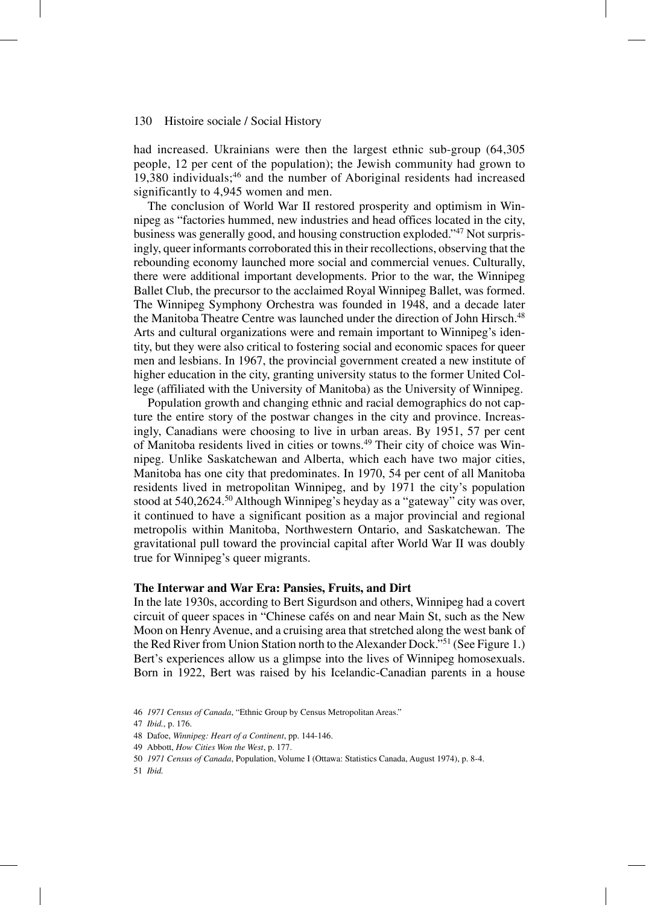had increased. Ukrainians were then the largest ethnic sub-group (64,305 people, 12 per cent of the population); the Jewish community had grown to 19,380 individuals;[46] and the number of Aboriginal residents had increased significantly to 4,945 women and men.

The conclusion of World War II restored prosperity and optimism in Winnipeg as "factories hummed, new industries and head offices located in the city, business was generally good, and housing construction exploded."[47] Not surprisingly, queer informants corroborated this in their recollections, observing that the rebounding economy launched more social and commercial venues. Culturally, there were additional important developments. Prior to the war, the Winnipeg Ballet Club, the precursor to the acclaimed Royal Winnipeg Ballet, was formed. The Winnipeg Symphony Orchestra was founded in 1948, and a decade later the Manitoba Theatre Centre was launched under the direction of John Hirsch.[48] Arts and cultural organizations were and remain important to Winnipeg's identity, but they were also critical to fostering social and economic spaces for queer men and lesbians. In 1967, the provincial government created a new institute of higher education in the city, granting university status to the former United College (affiliated with the University of Manitoba) as the University of Winnipeg.

Population growth and changing ethnic and racial demographics do not capture the entire story of the postwar changes in the city and province. Increasingly, Canadians were choosing to live in urban areas. By 1951, 57 per cent of Manitoba residents lived in cities or towns.[49] Their city of choice was Winnipeg. Unlike Saskatchewan and Alberta, which each have two major cities, Manitoba has one city that predominates. In 1970, 54 per cent of all Manitoba residents lived in metropolitan Winnipeg, and by 1971 the city's population stood at 540,2624.[50] Although Winnipeg's heyday as a "gateway" city was over, it continued to have a significant position as a major provincial and regional metropolis within Manitoba, Northwestern Ontario, and Saskatchewan. The gravitational pull toward the provincial capital after World War II was doubly true for Winnipeg's queer migrants.

### The Interwar and War Era: Pansies, Fruits, and Dirt

In the late 1930s, according to Bert Sigurdson and others, Winnipeg had a covert circuit of queer spaces in "Chinese cafés on and near Main St, such as the New Moon on Henry Avenue, and a cruising area that stretched along the west bank of the Red River from Union Station north to the Alexander Dock."[51] (See Figure 1.) Bert's experiences allow us a glimpse into the lives of Winnipeg homosexuals. Born in 1922, Bert was raised by his Icelandic-Canadian parents in a house

---

46 *1971 Census of Canada*, "Ethnic Group by Census Metropolitan Areas."

47 *Ibid.*, p. 176.

48 Dafoe, *Winnipeg: Heart of a Continent*, pp. 144-146.

49 Abbott, *How Cities Won the West*, p. 177.

50 *1971 Census of Canada*, Population, Volume I (Ottawa: Statistics Canada, August 1974), p. 8-4.

51 *Ibid.*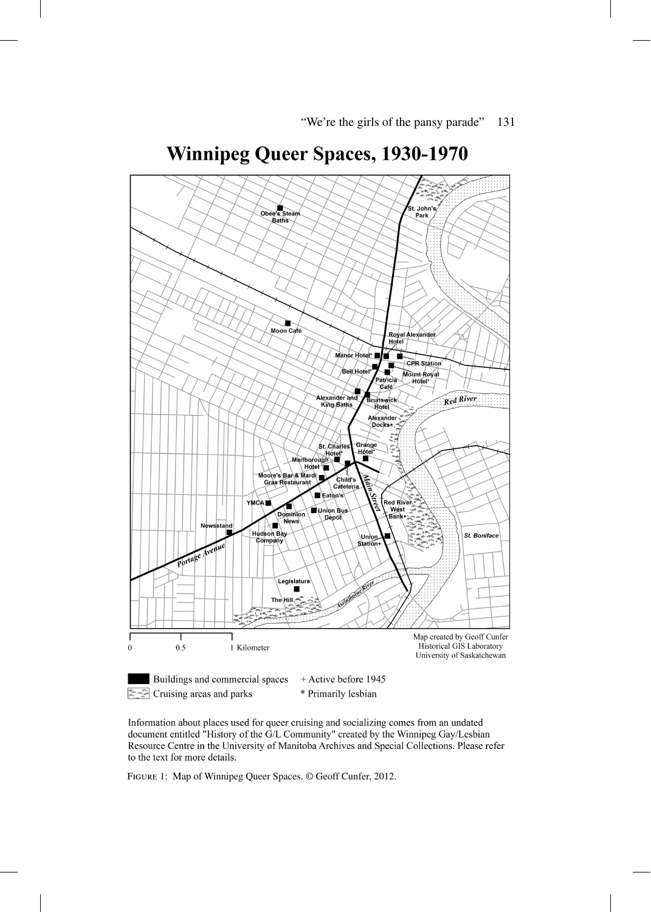# Winnipeg Queer Spaces, 1930-1970

Obee's Steam Baths

St. John's Park

Moon Café

Royal Alexander Hotel

Manor Hotel*

CPR Station

Bell Hotel*

Mount Royal Hotel*

Patricia Café

Alexander and King Baths

Brunswick Hotel

Red River

Alexander Docks+

St. Charles Hotel*

Grange Hotel*

Marlborough Hotel

Moore's Bar & Mardi Gras Restaurant

Child's Cafeteria

Main Street

Eaton's

YMCA

Dominion News

Union Bus Depot

Red River West Bank+

Newsstand

Hudson Bay Company

Union Station+

St. Boniface

Portage Avenue

Legislature

The Hill

Assiniboine River

0 0.5 1 Kilometer

Map created by Geoff Cunfer
Historical GIS Laboratory
University of Saskatchewan

Buildings and commercial spaces + Active before 1945

Cruising areas and parks * Primarily lesbian

Information about places used for queer cruising and socializing comes from an undated document entitled "History of the G/L Community" created by the Winnipeg Gay/Lesbian Resource Centre in the University of Manitoba Archives and Special Collections. Please refer to the text for more details.

FIGURE 1: Map of Winnipeg Queer Spaces. © Geoff Cunfer, 2012.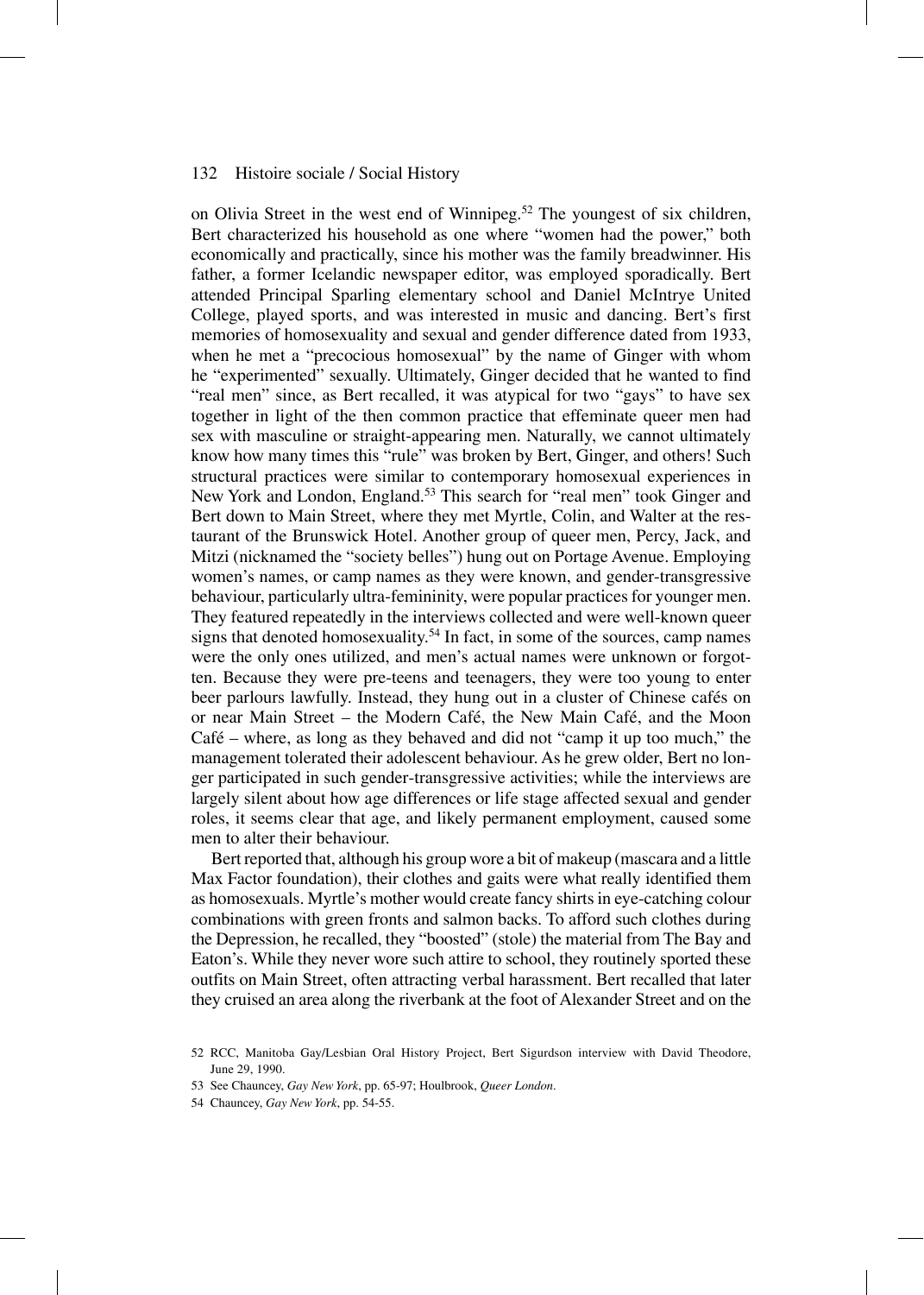on Olivia Street in the west end of Winnipeg.[52] The youngest of six children, Bert characterized his household as one where "women had the power," both economically and practically, since his mother was the family breadwinner. His father, a former Icelandic newspaper editor, was employed sporadically. Bert attended Principal Sparling elementary school and Daniel McIntrye United College, played sports, and was interested in music and dancing. Bert's first memories of homosexuality and sexual and gender difference dated from 1933, when he met a "precocious homosexual" by the name of Ginger with whom he "experimented" sexually. Ultimately, Ginger decided that he wanted to find "real men" since, as Bert recalled, it was atypical for two "gays" to have sex together in light of the then common practice that effeminate queer men had sex with masculine or straight-appearing men. Naturally, we cannot ultimately know how many times this "rule" was broken by Bert, Ginger, and others! Such structural practices were similar to contemporary homosexual experiences in New York and London, England.[53] This search for "real men" took Ginger and Bert down to Main Street, where they met Myrtle, Colin, and Walter at the restaurant of the Brunswick Hotel. Another group of queer men, Percy, Jack, and Mitzi (nicknamed the "society belles") hung out on Portage Avenue. Employing women's names, or camp names as they were known, and gender-transgressive behaviour, particularly ultra-femininity, were popular practices for younger men. They featured repeatedly in the interviews collected and were well-known queer signs that denoted homosexuality.[54] In fact, in some of the sources, camp names were the only ones utilized, and men's actual names were unknown or forgotten. Because they were pre-teens and teenagers, they were too young to enter beer parlours lawfully. Instead, they hung out in a cluster of Chinese cafés on or near Main Street – the Modern Café, the New Main Café, and the Moon Café – where, as long as they behaved and did not "camp it up too much," the management tolerated their adolescent behaviour. As he grew older, Bert no longer participated in such gender-transgressive activities; while the interviews are largely silent about how age differences or life stage affected sexual and gender roles, it seems clear that age, and likely permanent employment, caused some men to alter their behaviour.

Bert reported that, although his group wore a bit of makeup (mascara and a little Max Factor foundation), their clothes and gaits were what really identified them as homosexuals. Myrtle's mother would create fancy shirts in eye-catching colour combinations with green fronts and salmon backs. To afford such clothes during the Depression, he recalled, they "boosted" (stole) the material from The Bay and Eaton's. While they never wore such attire to school, they routinely sported these outfits on Main Street, often attracting verbal harassment. Bert recalled that later they cruised an area along the riverbank at the foot of Alexander Street and on the

52 RCC, Manitoba Gay/Lesbian Oral History Project, Bert Sigurdson interview with David Theodore, June 29, 1990.

53 See Chauncey, *Gay New York*, pp. 65-97; Houlbrook, *Queer London*.

54 Chauncey, *Gay New York*, pp. 54-55.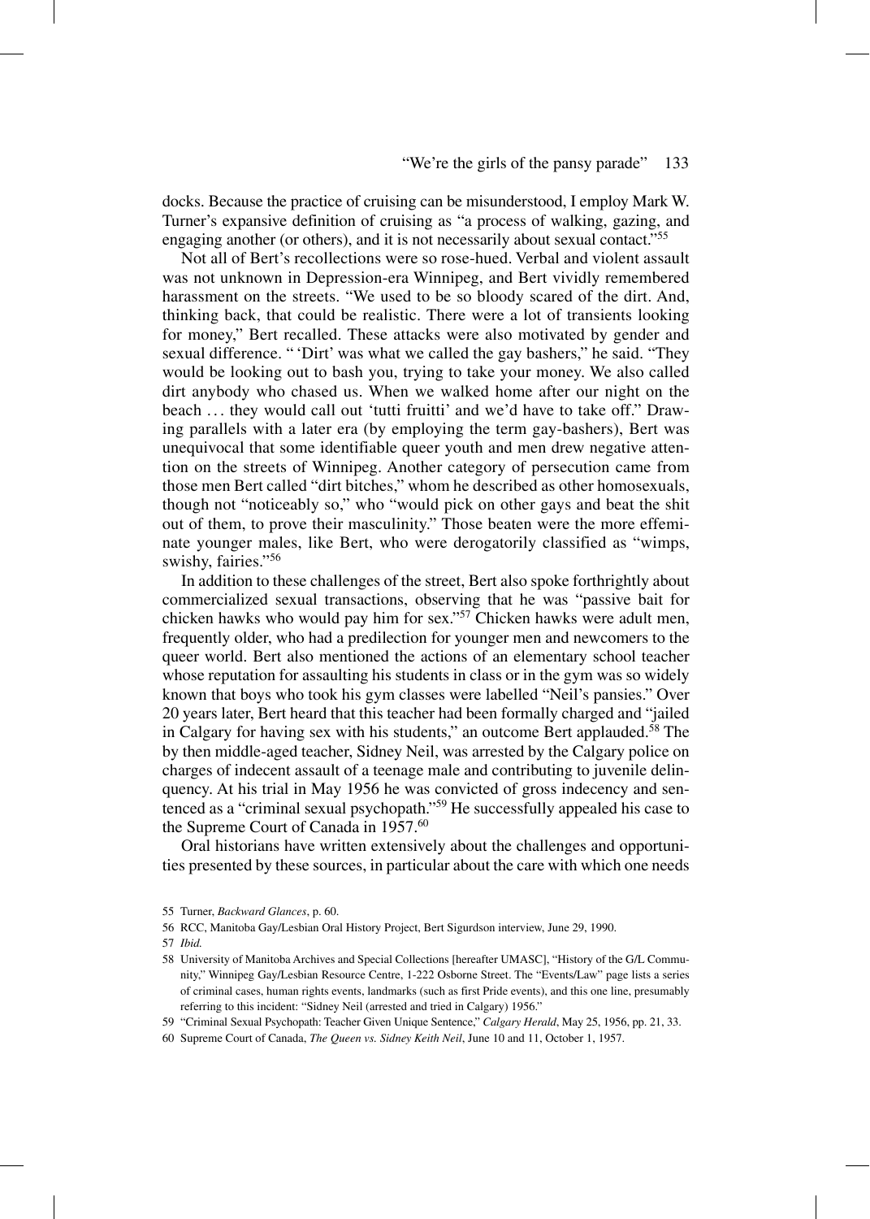docks. Because the practice of cruising can be misunderstood, I employ Mark W. Turner's expansive definition of cruising as "a process of walking, gazing, and engaging another (or others), and it is not necessarily about sexual contact."[55]

Not all of Bert's recollections were so rose-hued. Verbal and violent assault was not unknown in Depression-era Winnipeg, and Bert vividly remembered harassment on the streets. "We used to be so bloody scared of the dirt. And, thinking back, that could be realistic. There were a lot of transients looking for money," Bert recalled. These attacks were also motivated by gender and sexual difference. " 'Dirt' was what we called the gay bashers," he said. "They would be looking out to bash you, trying to take your money. We also called dirt anybody who chased us. When we walked home after our night on the beach ... they would call out 'tutti fruitti' and we'd have to take off." Drawing parallels with a later era (by employing the term gay-bashers), Bert was unequivocal that some identifiable queer youth and men drew negative attention on the streets of Winnipeg. Another category of persecution came from those men Bert called "dirt bitches," whom he described as other homosexuals, though not "noticeably so," who "would pick on other gays and beat the shit out of them, to prove their masculinity." Those beaten were the more effeminate younger males, like Bert, who were derogatorily classified as "wimps, swishy, fairies."[56]

In addition to these challenges of the street, Bert also spoke forthrightly about commercialized sexual transactions, observing that he was "passive bait for chicken hawks who would pay him for sex."[57] Chicken hawks were adult men, frequently older, who had a predilection for younger men and newcomers to the queer world. Bert also mentioned the actions of an elementary school teacher whose reputation for assaulting his students in class or in the gym was so widely known that boys who took his gym classes were labelled "Neil's pansies." Over 20 years later, Bert heard that this teacher had been formally charged and "jailed in Calgary for having sex with his students," an outcome Bert applauded.[58] The by then middle-aged teacher, Sidney Neil, was arrested by the Calgary police on charges of indecent assault of a teenage male and contributing to juvenile delinquency. At his trial in May 1956 he was convicted of gross indecency and sentenced as a "criminal sexual psychopath."[59] He successfully appealed his case to the Supreme Court of Canada in 1957.[60]

Oral historians have written extensively about the challenges and opportunities presented by these sources, in particular about the care with which one needs

55 Turner, *Backward Glances*, p. 60.

56 RCC, Manitoba Gay/Lesbian Oral History Project, Bert Sigurdson interview, June 29, 1990.

57 *Ibid.*

58 University of Manitoba Archives and Special Collections [hereafter UMASC], "History of the G/L Community," Winnipeg Gay/Lesbian Resource Centre, 1-222 Osborne Street. The "Events/Law" page lists a series of criminal cases, human rights events, landmarks (such as first Pride events), and this one line, presumably referring to this incident: "Sidney Neil (arrested and tried in Calgary) 1956."

59 "Criminal Sexual Psychopath: Teacher Given Unique Sentence," *Calgary Herald*, May 25, 1956, pp. 21, 33.

60 Supreme Court of Canada, *The Queen vs. Sidney Keith Neil*, June 10 and 11, October 1, 1957.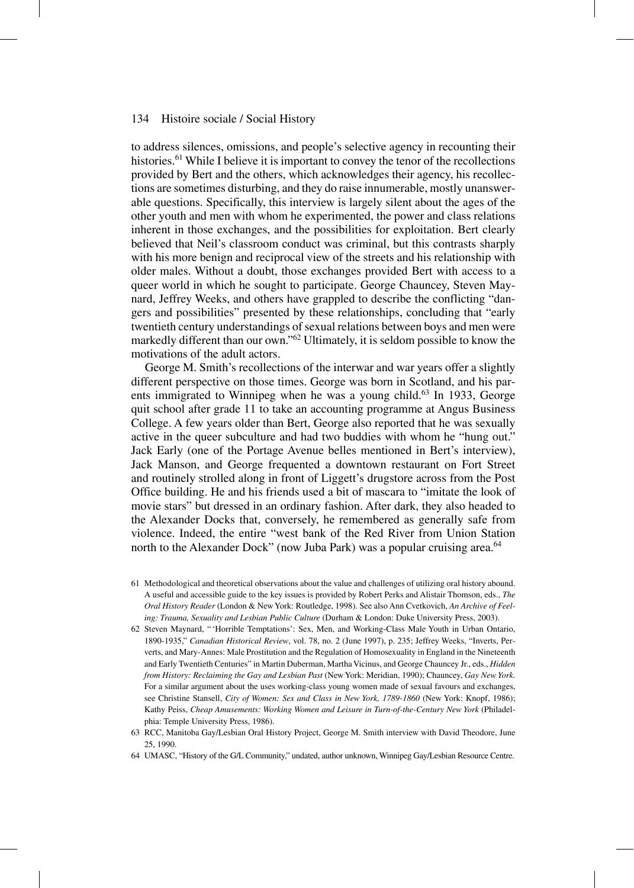to address silences, omissions, and people's selective agency in recounting their histories.[61] While I believe it is important to convey the tenor of the recollections provided by Bert and the others, which acknowledges their agency, his recollections are sometimes disturbing, and they do raise innumerable, mostly unanswerable questions. Specifically, this interview is largely silent about the ages of the other youth and men with whom he experimented, the power and class relations inherent in those exchanges, and the possibilities for exploitation. Bert clearly believed that Neil's classroom conduct was criminal, but this contrasts sharply with his more benign and reciprocal view of the streets and his relationship with older males. Without a doubt, those exchanges provided Bert with access to a queer world in which he sought to participate. George Chauncey, Steven Maynard, Jeffrey Weeks, and others have grappled to describe the conflicting "dangers and possibilities" presented by these relationships, concluding that "early twentieth century understandings of sexual relations between boys and men were markedly different than our own."[62] Ultimately, it is seldom possible to know the motivations of the adult actors.

George M. Smith's recollections of the interwar and war years offer a slightly different perspective on those times. George was born in Scotland, and his parents immigrated to Winnipeg when he was a young child.[63] In 1933, George quit school after grade 11 to take an accounting programme at Angus Business College. A few years older than Bert, George also reported that he was sexually active in the queer subculture and had two buddies with whom he "hung out." Jack Early (one of the Portage Avenue belles mentioned in Bert's interview), Jack Manson, and George frequented a downtown restaurant on Fort Street and routinely strolled along in front of Liggett's drugstore across from the Post Office building. He and his friends used a bit of mascara to "imitate the look of movie stars" but dressed in an ordinary fashion. After dark, they also headed to the Alexander Docks that, conversely, he remembered as generally safe from violence. Indeed, the entire "west bank of the Red River from Union Station north to the Alexander Dock" (now Juba Park) was a popular cruising area.[64]

61 Methodological and theoretical observations about the value and challenges of utilizing oral history abound. A useful and accessible guide to the key issues is provided by Robert Perks and Alistair Thomson, eds., *The Oral History Reader* (London & New York: Routledge, 1998). See also Ann Cvetkovich, *An Archive of Feeling: Trauma, Sexuality and Lesbian Public Culture* (Durham & London: Duke University Press, 2003).

62 Steven Maynard, "'Horrible Temptations': Sex, Men, and Working-Class Male Youth in Urban Ontario, 1890-1935," *Canadian Historical Review*, vol. 78, no. 2 (June 1997), p. 235; Jeffrey Weeks, "Inverts, Perverts, and Mary-Annes: Male Prostitution and the Regulation of Homosexuality in England in the Nineteenth and Early Twentieth Centuries" in Martin Duberman, Martha Vicinus, and George Chauncey Jr., eds., *Hidden from History: Reclaiming the Gay and Lesbian Past* (New York: Meridian, 1990); Chauncey, *Gay New York*. For a similar argument about the uses working-class young women made of sexual favours and exchanges, see Christine Stansell, *City of Women: Sex and Class in New York, 1789-1860* (New York: Knopf, 1986); Kathy Peiss, *Cheap Amusements: Working Women and Leisure in Turn-of-the-Century New York* (Philadelphia: Temple University Press, 1986).

63 RCC, Manitoba Gay/Lesbian Oral History Project, George M. Smith interview with David Theodore, June 25, 1990.

64 UMASC, "History of the G/L Community," undated, author unknown, Winnipeg Gay/Lesbian Resource Centre.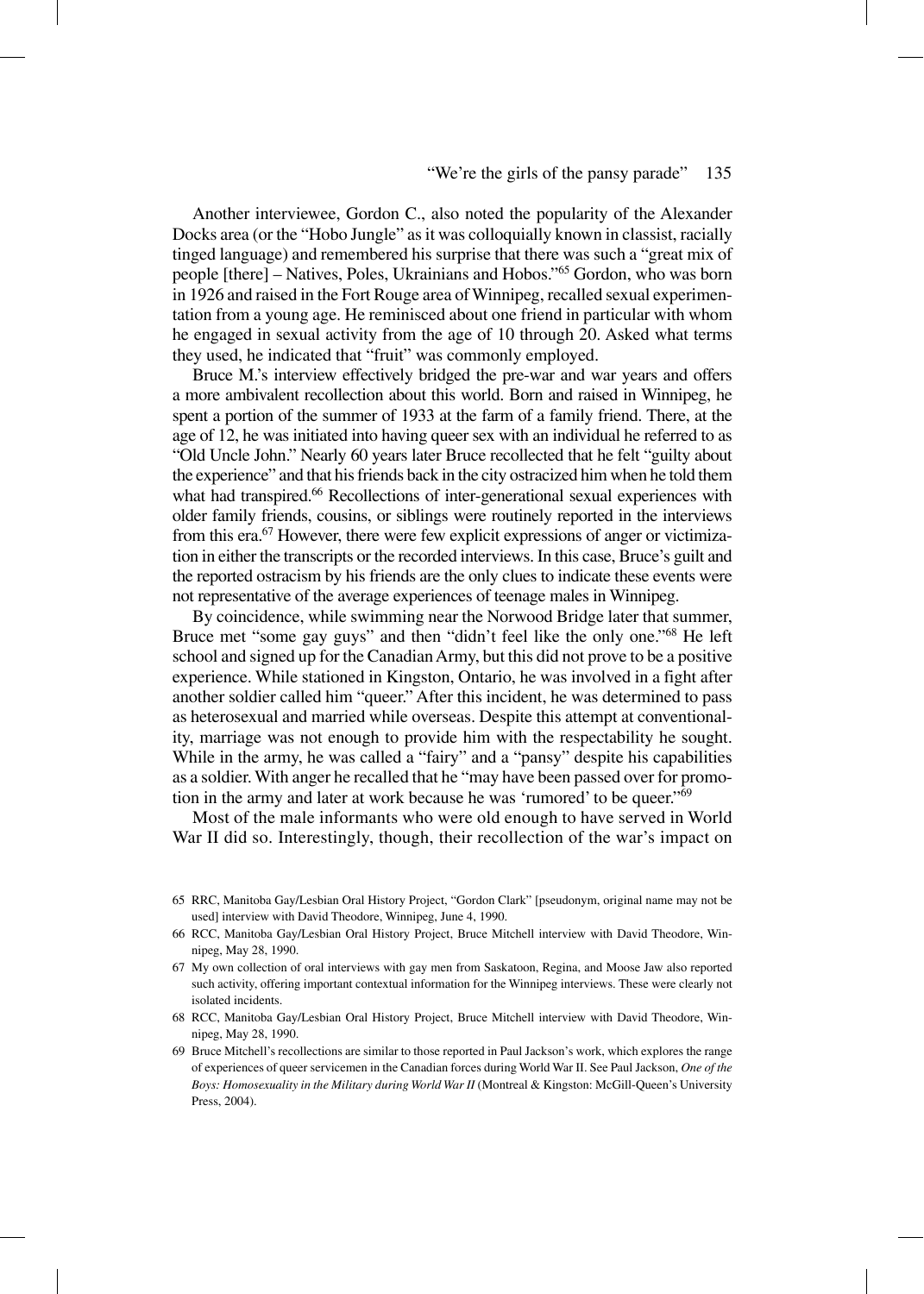Another interviewee, Gordon C., also noted the popularity of the Alexander Docks area (or the "Hobo Jungle" as it was colloquially known in classist, racially tinged language) and remembered his surprise that there was such a "great mix of people [there] – Natives, Poles, Ukrainians and Hobos."[65] Gordon, who was born in 1926 and raised in the Fort Rouge area of Winnipeg, recalled sexual experimentation from a young age. He reminisced about one friend in particular with whom he engaged in sexual activity from the age of 10 through 20. Asked what terms they used, he indicated that "fruit" was commonly employed.

Bruce M.'s interview effectively bridged the pre-war and war years and offers a more ambivalent recollection about this world. Born and raised in Winnipeg, he spent a portion of the summer of 1933 at the farm of a family friend. There, at the age of 12, he was initiated into having queer sex with an individual he referred to as "Old Uncle John." Nearly 60 years later Bruce recollected that he felt "guilty about the experience" and that his friends back in the city ostracized him when he told them what had transpired.[66] Recollections of inter-generational sexual experiences with older family friends, cousins, or siblings were routinely reported in the interviews from this era.[67] However, there were few explicit expressions of anger or victimization in either the transcripts or the recorded interviews. In this case, Bruce's guilt and the reported ostracism by his friends are the only clues to indicate these events were not representative of the average experiences of teenage males in Winnipeg.

By coincidence, while swimming near the Norwood Bridge later that summer, Bruce met "some gay guys" and then "didn't feel like the only one."[68] He left school and signed up for the Canadian Army, but this did not prove to be a positive experience. While stationed in Kingston, Ontario, he was involved in a fight after another soldier called him "queer." After this incident, he was determined to pass as heterosexual and married while overseas. Despite this attempt at conventionality, marriage was not enough to provide him with the respectability he sought. While in the army, he was called a "fairy" and a "pansy" despite his capabilities as a soldier. With anger he recalled that he "may have been passed over for promotion in the army and later at work because he was 'rumored' to be queer."[69]

Most of the male informants who were old enough to have served in World War II did so. Interestingly, though, their recollection of the war's impact on

65 RRC, Manitoba Gay/Lesbian Oral History Project, "Gordon Clark" [pseudonym, original name may not be used] interview with David Theodore, Winnipeg, June 4, 1990.

66 RCC, Manitoba Gay/Lesbian Oral History Project, Bruce Mitchell interview with David Theodore, Winnipeg, May 28, 1990.

67 My own collection of oral interviews with gay men from Saskatoon, Regina, and Moose Jaw also reported such activity, offering important contextual information for the Winnipeg interviews. These were clearly not isolated incidents.

68 RCC, Manitoba Gay/Lesbian Oral History Project, Bruce Mitchell interview with David Theodore, Winnipeg, May 28, 1990.

69 Bruce Mitchell's recollections are similar to those reported in Paul Jackson's work, which explores the range of experiences of queer servicemen in the Canadian forces during World War II. See Paul Jackson, *One of the Boys: Homosexuality in the Military during World War II* (Montreal & Kingston: McGill-Queen's University Press, 2004).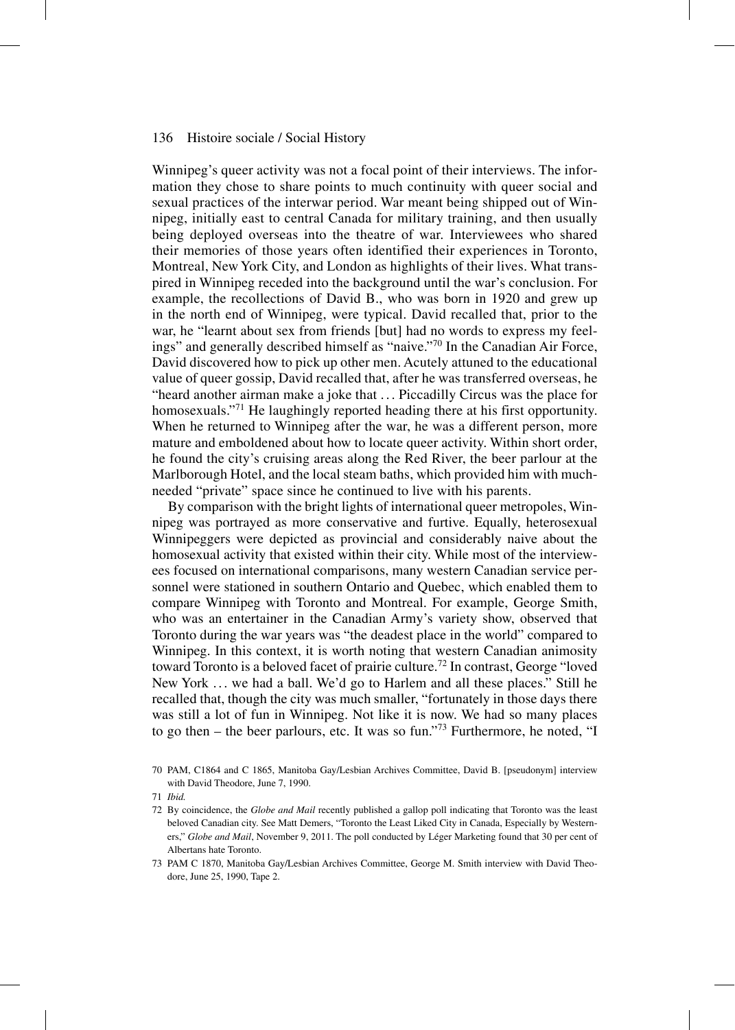Winnipeg's queer activity was not a focal point of their interviews. The information they chose to share points to much continuity with queer social and sexual practices of the interwar period. War meant being shipped out of Winnipeg, initially east to central Canada for military training, and then usually being deployed overseas into the theatre of war. Interviewees who shared their memories of those years often identified their experiences in Toronto, Montreal, New York City, and London as highlights of their lives. What transpired in Winnipeg receded into the background until the war's conclusion. For example, the recollections of David B., who was born in 1920 and grew up in the north end of Winnipeg, were typical. David recalled that, prior to the war, he "learnt about sex from friends [but] had no words to express my feelings" and generally described himself as "naive."[70] In the Canadian Air Force, David discovered how to pick up other men. Acutely attuned to the educational value of queer gossip, David recalled that, after he was transferred overseas, he "heard another airman make a joke that … Piccadilly Circus was the place for homosexuals."[71] He laughingly reported heading there at his first opportunity. When he returned to Winnipeg after the war, he was a different person, more mature and emboldened about how to locate queer activity. Within short order, he found the city's cruising areas along the Red River, the beer parlour at the Marlborough Hotel, and the local steam baths, which provided him with much-needed "private" space since he continued to live with his parents.

By comparison with the bright lights of international queer metropoles, Winnipeg was portrayed as more conservative and furtive. Equally, heterosexual Winnipeggers were depicted as provincial and considerably naive about the homosexual activity that existed within their city. While most of the interviewees focused on international comparisons, many western Canadian service personnel were stationed in southern Ontario and Quebec, which enabled them to compare Winnipeg with Toronto and Montreal. For example, George Smith, who was an entertainer in the Canadian Army's variety show, observed that Toronto during the war years was "the deadest place in the world" compared to Winnipeg. In this context, it is worth noting that western Canadian animosity toward Toronto is a beloved facet of prairie culture.[72] In contrast, George "loved New York … we had a ball. We'd go to Harlem and all these places." Still he recalled that, though the city was much smaller, "fortunately in those days there was still a lot of fun in Winnipeg. Not like it is now. We had so many places to go then – the beer parlours, etc. It was so fun."[73] Furthermore, he noted, "I

70 PAM, C1864 and C 1865, Manitoba Gay/Lesbian Archives Committee, David B. [pseudonym] interview with David Theodore, June 7, 1990.

71 *Ibid.*

72 By coincidence, the *Globe and Mail* recently published a gallop poll indicating that Toronto was the least beloved Canadian city. See Matt Demers, "Toronto the Least Liked City in Canada, Especially by Westerners," *Globe and Mail*, November 9, 2011. The poll conducted by Léger Marketing found that 30 per cent of Albertans hate Toronto.

73 PAM C 1870, Manitoba Gay/Lesbian Archives Committee, George M. Smith interview with David Theodore, June 25, 1990, Tape 2.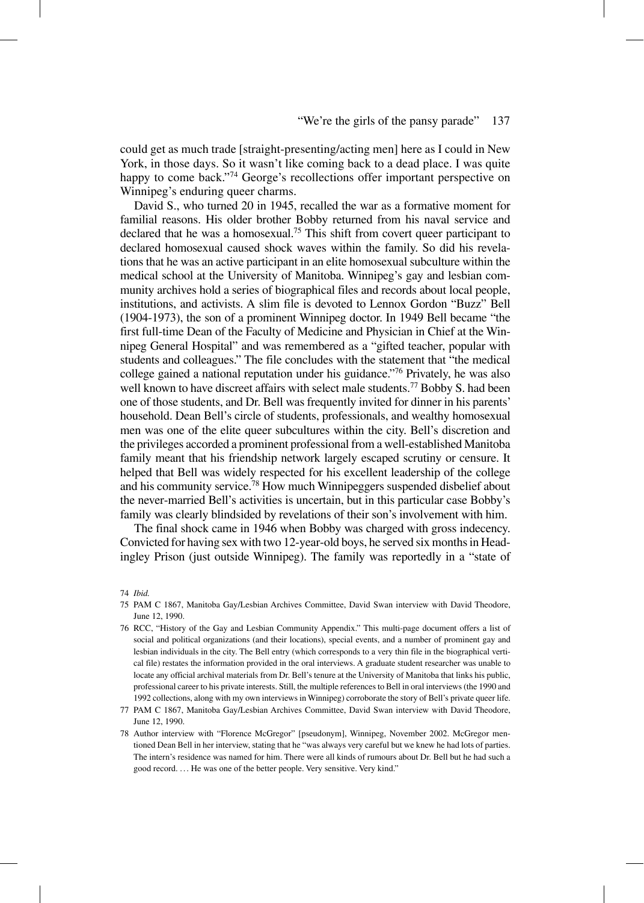could get as much trade [straight-presenting/acting men] here as I could in New York, in those days. So it wasn't like coming back to a dead place. I was quite happy to come back."[74] George's recollections offer important perspective on Winnipeg's enduring queer charms.

David S., who turned 20 in 1945, recalled the war as a formative moment for familial reasons. His older brother Bobby returned from his naval service and declared that he was a homosexual.[75] This shift from covert queer participant to declared homosexual caused shock waves within the family. So did his revelations that he was an active participant in an elite homosexual subculture within the medical school at the University of Manitoba. Winnipeg's gay and lesbian community archives hold a series of biographical files and records about local people, institutions, and activists. A slim file is devoted to Lennox Gordon "Buzz" Bell (1904-1973), the son of a prominent Winnipeg doctor. In 1949 Bell became "the first full-time Dean of the Faculty of Medicine and Physician in Chief at the Winnipeg General Hospital" and was remembered as a "gifted teacher, popular with students and colleagues." The file concludes with the statement that "the medical college gained a national reputation under his guidance."[76] Privately, he was also well known to have discreet affairs with select male students.[77] Bobby S. had been one of those students, and Dr. Bell was frequently invited for dinner in his parents' household. Dean Bell's circle of students, professionals, and wealthy homosexual men was one of the elite queer subcultures within the city. Bell's discretion and the privileges accorded a prominent professional from a well-established Manitoba family meant that his friendship network largely escaped scrutiny or censure. It helped that Bell was widely respected for his excellent leadership of the college and his community service.[78] How much Winnipeggers suspended disbelief about the never-married Bell's activities is uncertain, but in this particular case Bobby's family was clearly blindsided by revelations of their son's involvement with him.

The final shock came in 1946 when Bobby was charged with gross indecency. Convicted for having sex with two 12-year-old boys, he served six months in Headingley Prison (just outside Winnipeg). The family was reportedly in a "state of

74 *Ibid.*

75 PAM C 1867, Manitoba Gay/Lesbian Archives Committee, David Swan interview with David Theodore, June 12, 1990.

76 RCC, "History of the Gay and Lesbian Community Appendix." This multi-page document offers a list of social and political organizations (and their locations), special events, and a number of prominent gay and lesbian individuals in the city. The Bell entry (which corresponds to a very thin file in the biographical vertical file) restates the information provided in the oral interviews. A graduate student researcher was unable to locate any official archival materials from Dr. Bell's tenure at the University of Manitoba that links his public, professional career to his private interests. Still, the multiple references to Bell in oral interviews (the 1990 and 1992 collections, along with my own interviews in Winnipeg) corroborate the story of Bell's private queer life.

77 PAM C 1867, Manitoba Gay/Lesbian Archives Committee, David Swan interview with David Theodore, June 12, 1990.

78 Author interview with "Florence McGregor" [pseudonym], Winnipeg, November 2002. McGregor mentioned Dean Bell in her interview, stating that he "was always very careful but we knew he had lots of parties. The intern's residence was named for him. There were all kinds of rumours about Dr. Bell but he had such a good record. … He was one of the better people. Very sensitive. Very kind."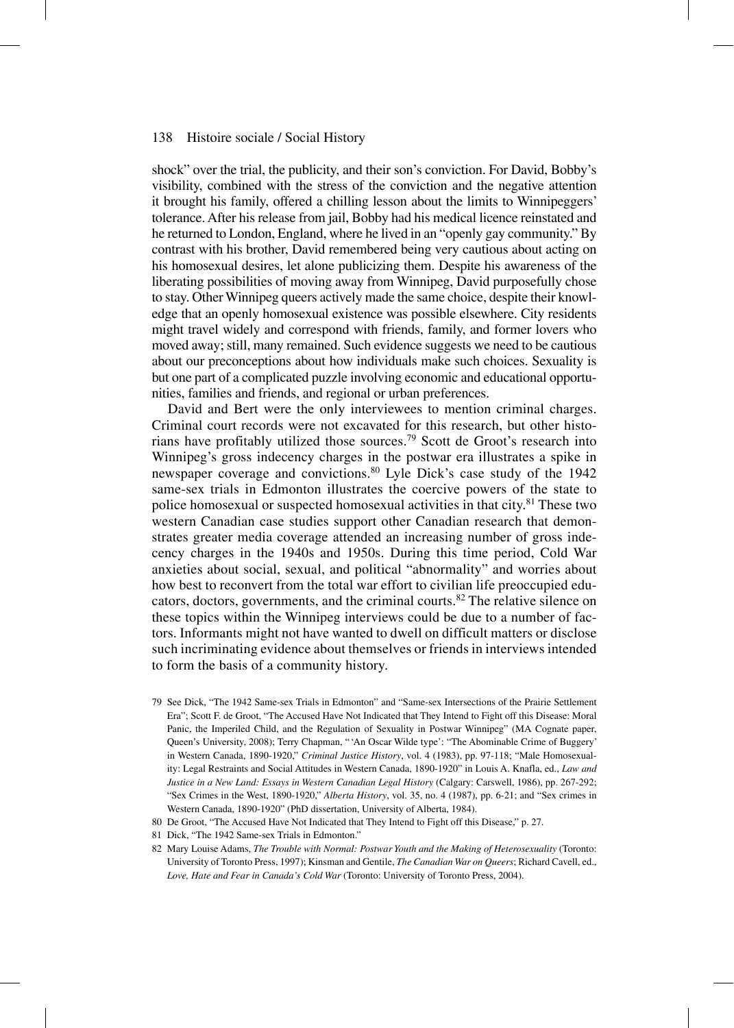shock" over the trial, the publicity, and their son's conviction. For David, Bobby's visibility, combined with the stress of the conviction and the negative attention it brought his family, offered a chilling lesson about the limits to Winnipeggers' tolerance. After his release from jail, Bobby had his medical licence reinstated and he returned to London, England, where he lived in an "openly gay community." By contrast with his brother, David remembered being very cautious about acting on his homosexual desires, let alone publicizing them. Despite his awareness of the liberating possibilities of moving away from Winnipeg, David purposefully chose to stay. Other Winnipeg queers actively made the same choice, despite their knowledge that an openly homosexual existence was possible elsewhere. City residents might travel widely and correspond with friends, family, and former lovers who moved away; still, many remained. Such evidence suggests we need to be cautious about our preconceptions about how individuals make such choices. Sexuality is but one part of a complicated puzzle involving economic and educational opportunities, families and friends, and regional or urban preferences.

David and Bert were the only interviewees to mention criminal charges. Criminal court records were not excavated for this research, but other historians have profitably utilized those sources.[79] Scott de Groot's research into Winnipeg's gross indecency charges in the postwar era illustrates a spike in newspaper coverage and convictions.[80] Lyle Dick's case study of the 1942 same-sex trials in Edmonton illustrates the coercive powers of the state to police homosexual or suspected homosexual activities in that city.[81] These two western Canadian case studies support other Canadian research that demonstrates greater media coverage attended an increasing number of gross indecency charges in the 1940s and 1950s. During this time period, Cold War anxieties about social, sexual, and political "abnormality" and worries about how best to reconvert from the total war effort to civilian life preoccupied educators, doctors, governments, and the criminal courts.[82] The relative silence on these topics within the Winnipeg interviews could be due to a number of factors. Informants might not have wanted to dwell on difficult matters or disclose such incriminating evidence about themselves or friends in interviews intended to form the basis of a community history.

79 See Dick, "The 1942 Same-sex Trials in Edmonton" and "Same-sex Intersections of the Prairie Settlement Era"; Scott F. de Groot, "The Accused Have Not Indicated that They Intend to Fight off this Disease: Moral Panic, the Imperiled Child, and the Regulation of Sexuality in Postwar Winnipeg" (MA Cognate paper, Queen's University, 2008); Terry Chapman, " 'An Oscar Wilde type': "The Abominable Crime of Buggery' in Western Canada, 1890-1920," *Criminal Justice History*, vol. 4 (1983), pp. 97-118; "Male Homosexuality: Legal Restraints and Social Attitudes in Western Canada, 1890-1920" in Louis A. Knafla, ed., *Law and Justice in a New Land: Essays in Western Canadian Legal History* (Calgary: Carswell, 1986), pp. 267-292; "Sex Crimes in the West, 1890-1920," *Alberta History*, vol. 35, no. 4 (1987), pp. 6-21; and "Sex crimes in Western Canada, 1890-1920" (PhD dissertation, University of Alberta, 1984).

80 De Groot, "The Accused Have Not Indicated that They Intend to Fight off this Disease," p. 27.

81 Dick, "The 1942 Same-sex Trials in Edmonton."

82 Mary Louise Adams, *The Trouble with Normal: Postwar Youth and the Making of Heterosexuality* (Toronto: University of Toronto Press, 1997); Kinsman and Gentile, *The Canadian War on Queers*; Richard Cavell, ed., *Love, Hate and Fear in Canada's Cold War* (Toronto: University of Toronto Press, 2004).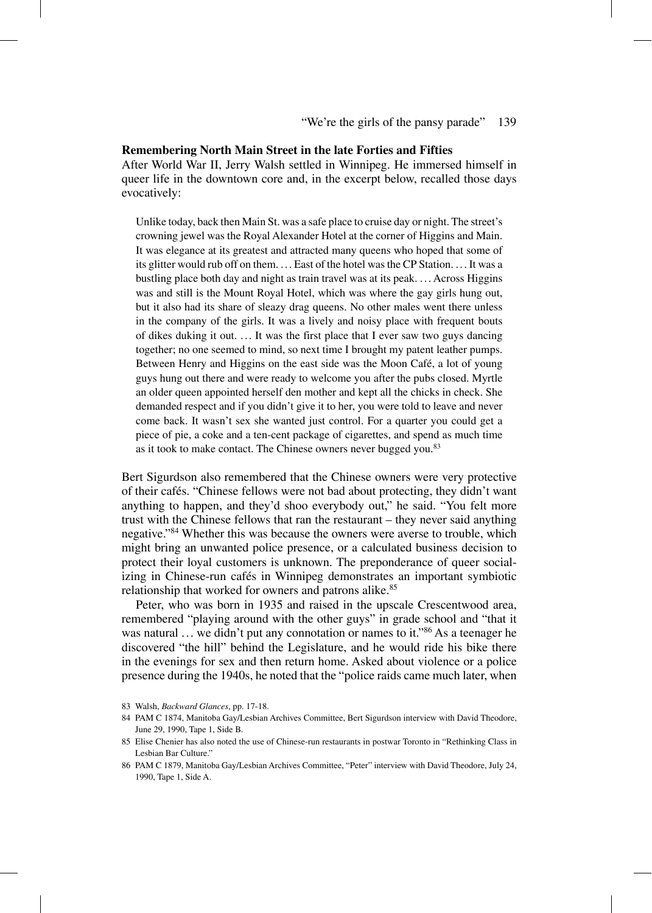### Remembering North Main Street in the late Forties and Fifties

After World War II, Jerry Walsh settled in Winnipeg. He immersed himself in queer life in the downtown core and, in the excerpt below, recalled those days evocatively:

> Unlike today, back then Main St. was a safe place to cruise day or night. The street's crowning jewel was the Royal Alexander Hotel at the corner of Higgins and Main. It was elegance at its greatest and attracted many queens who hoped that some of its glitter would rub off on them. … East of the hotel was the CP Station. … It was a bustling place both day and night as train travel was at its peak. … Across Higgins was and still is the Mount Royal Hotel, which was where the gay girls hung out, but it also had its share of sleazy drag queens. No other males went there unless in the company of the girls. It was a lively and noisy place with frequent bouts of dikes duking it out. … It was the first place that I ever saw two guys dancing together; no one seemed to mind, so next time I brought my patent leather pumps. Between Henry and Higgins on the east side was the Moon Café, a lot of young guys hung out there and were ready to welcome you after the pubs closed. Myrtle an older queen appointed herself den mother and kept all the chicks in check. She demanded respect and if you didn't give it to her, you were told to leave and never come back. It wasn't sex she wanted just control. For a quarter you could get a piece of pie, a coke and a ten-cent package of cigarettes, and spend as much time as it took to make contact. The Chinese owners never bugged you.[83]

Bert Sigurdson also remembered that the Chinese owners were very protective of their cafés. "Chinese fellows were not bad about protecting, they didn't want anything to happen, and they'd shoo everybody out," he said. "You felt more trust with the Chinese fellows that ran the restaurant – they never said anything negative."[84] Whether this was because the owners were averse to trouble, which might bring an unwanted police presence, or a calculated business decision to protect their loyal customers is unknown. The preponderance of queer socializing in Chinese-run cafés in Winnipeg demonstrates an important symbiotic relationship that worked for owners and patrons alike.[85]

Peter, who was born in 1935 and raised in the upscale Crescentwood area, remembered "playing around with the other guys" in grade school and "that it was natural … we didn't put any connotation or names to it."[86] As a teenager he discovered "the hill" behind the Legislature, and he would ride his bike there in the evenings for sex and then return home. Asked about violence or a police presence during the 1940s, he noted that the "police raids came much later, when

---

83 Walsh, *Backward Glances*, pp. 17-18.

84 PAM C 1874, Manitoba Gay/Lesbian Archives Committee, Bert Sigurdson interview with David Theodore, June 29, 1990, Tape 1, Side B.

85 Elise Chenier has also noted the use of Chinese-run restaurants in postwar Toronto in "Rethinking Class in Lesbian Bar Culture."

86 PAM C 1879, Manitoba Gay/Lesbian Archives Committee, "Peter" interview with David Theodore, July 24, 1990, Tape 1, Side A.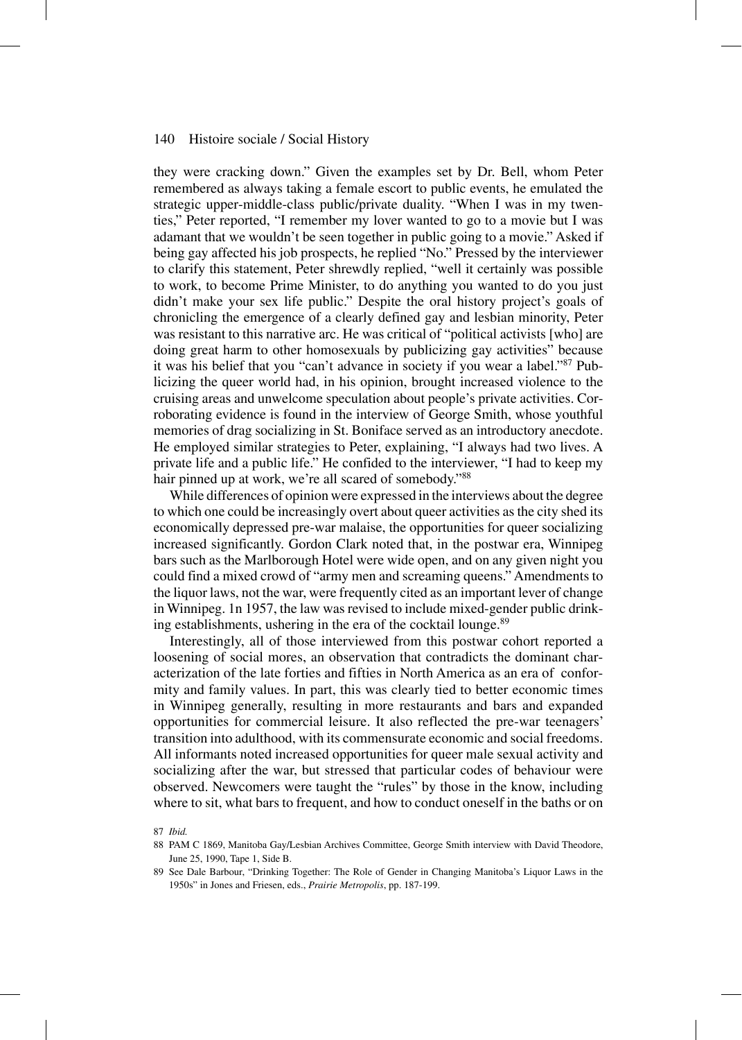they were cracking down." Given the examples set by Dr. Bell, whom Peter remembered as always taking a female escort to public events, he emulated the strategic upper-middle-class public/private duality. "When I was in my twenties," Peter reported, "I remember my lover wanted to go to a movie but I was adamant that we wouldn't be seen together in public going to a movie." Asked if being gay affected his job prospects, he replied "No." Pressed by the interviewer to clarify this statement, Peter shrewdly replied, "well it certainly was possible to work, to become Prime Minister, to do anything you wanted to do you just didn't make your sex life public." Despite the oral history project's goals of chronicling the emergence of a clearly defined gay and lesbian minority, Peter was resistant to this narrative arc. He was critical of "political activists [who] are doing great harm to other homosexuals by publicizing gay activities" because it was his belief that you "can't advance in society if you wear a label."[87] Publicizing the queer world had, in his opinion, brought increased violence to the cruising areas and unwelcome speculation about people's private activities. Corroborating evidence is found in the interview of George Smith, whose youthful memories of drag socializing in St. Boniface served as an introductory anecdote. He employed similar strategies to Peter, explaining, "I always had two lives. A private life and a public life." He confided to the interviewer, "I had to keep my hair pinned up at work, we're all scared of somebody."[88]

While differences of opinion were expressed in the interviews about the degree to which one could be increasingly overt about queer activities as the city shed its economically depressed pre-war malaise, the opportunities for queer socializing increased significantly. Gordon Clark noted that, in the postwar era, Winnipeg bars such as the Marlborough Hotel were wide open, and on any given night you could find a mixed crowd of "army men and screaming queens." Amendments to the liquor laws, not the war, were frequently cited as an important lever of change in Winnipeg. 1n 1957, the law was revised to include mixed-gender public drinking establishments, ushering in the era of the cocktail lounge.[89]

Interestingly, all of those interviewed from this postwar cohort reported a loosening of social mores, an observation that contradicts the dominant characterization of the late forties and fifties in North America as an era of conformity and family values. In part, this was clearly tied to better economic times in Winnipeg generally, resulting in more restaurants and bars and expanded opportunities for commercial leisure. It also reflected the pre-war teenagers' transition into adulthood, with its commensurate economic and social freedoms. All informants noted increased opportunities for queer male sexual activity and socializing after the war, but stressed that particular codes of behaviour were observed. Newcomers were taught the "rules" by those in the know, including where to sit, what bars to frequent, and how to conduct oneself in the baths or on

87 *Ibid.*

88 PAM C 1869, Manitoba Gay/Lesbian Archives Committee, George Smith interview with David Theodore, June 25, 1990, Tape 1, Side B.

89 See Dale Barbour, "Drinking Together: The Role of Gender in Changing Manitoba's Liquor Laws in the 1950s" in Jones and Friesen, eds., *Prairie Metropolis*, pp. 187-199.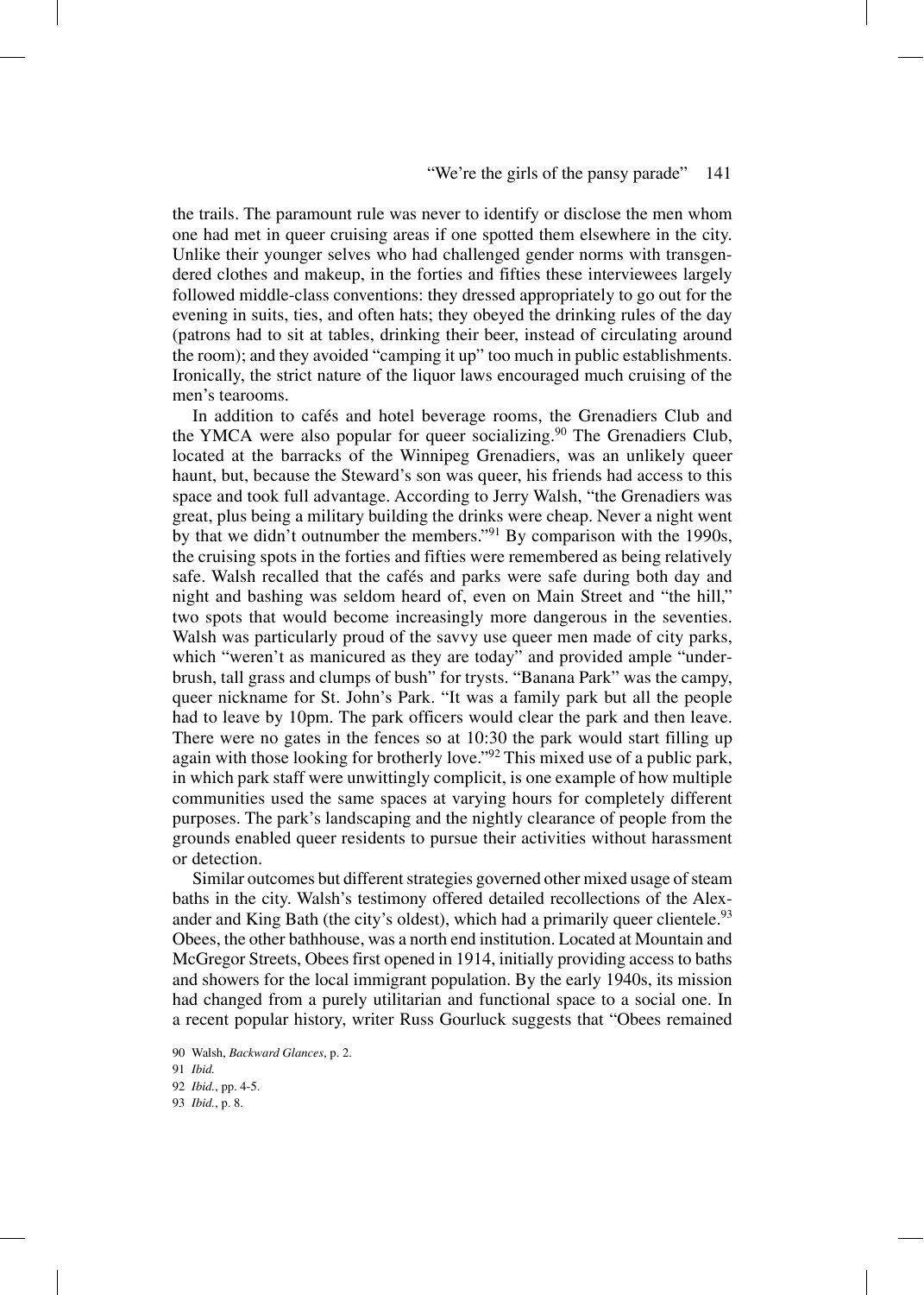the trails. The paramount rule was never to identify or disclose the men whom one had met in queer cruising areas if one spotted them elsewhere in the city. Unlike their younger selves who had challenged gender norms with transgendered clothes and makeup, in the forties and fifties these interviewees largely followed middle-class conventions: they dressed appropriately to go out for the evening in suits, ties, and often hats; they obeyed the drinking rules of the day (patrons had to sit at tables, drinking their beer, instead of circulating around the room); and they avoided "camping it up" too much in public establishments. Ironically, the strict nature of the liquor laws encouraged much cruising of the men's tearooms.

In addition to cafés and hotel beverage rooms, the Grenadiers Club and the YMCA were also popular for queer socializing.[90] The Grenadiers Club, located at the barracks of the Winnipeg Grenadiers, was an unlikely queer haunt, but, because the Steward's son was queer, his friends had access to this space and took full advantage. According to Jerry Walsh, "the Grenadiers was great, plus being a military building the drinks were cheap. Never a night went by that we didn't outnumber the members."[91] By comparison with the 1990s, the cruising spots in the forties and fifties were remembered as being relatively safe. Walsh recalled that the cafés and parks were safe during both day and night and bashing was seldom heard of, even on Main Street and "the hill," two spots that would become increasingly more dangerous in the seventies. Walsh was particularly proud of the savvy use queer men made of city parks, which "weren't as manicured as they are today" and provided ample "underbrush, tall grass and clumps of bush" for trysts. "Banana Park" was the campy, queer nickname for St. John's Park. "It was a family park but all the people had to leave by 10pm. The park officers would clear the park and then leave. There were no gates in the fences so at 10:30 the park would start filling up again with those looking for brotherly love."[92] This mixed use of a public park, in which park staff were unwittingly complicit, is one example of how multiple communities used the same spaces at varying hours for completely different purposes. The park's landscaping and the nightly clearance of people from the grounds enabled queer residents to pursue their activities without harassment or detection.

Similar outcomes but different strategies governed other mixed usage of steam baths in the city. Walsh's testimony offered detailed recollections of the Alexander and King Bath (the city's oldest), which had a primarily queer clientele.[93] Obees, the other bathhouse, was a north end institution. Located at Mountain and McGregor Streets, Obees first opened in 1914, initially providing access to baths and showers for the local immigrant population. By the early 1940s, its mission had changed from a purely utilitarian and functional space to a social one. In a recent popular history, writer Russ Gourluck suggests that "Obees remained

90 Walsh, *Backward Glances*, p. 2.

91 *Ibid.*

92 *Ibid.*, pp. 4-5.

93 *Ibid.*, p. 8.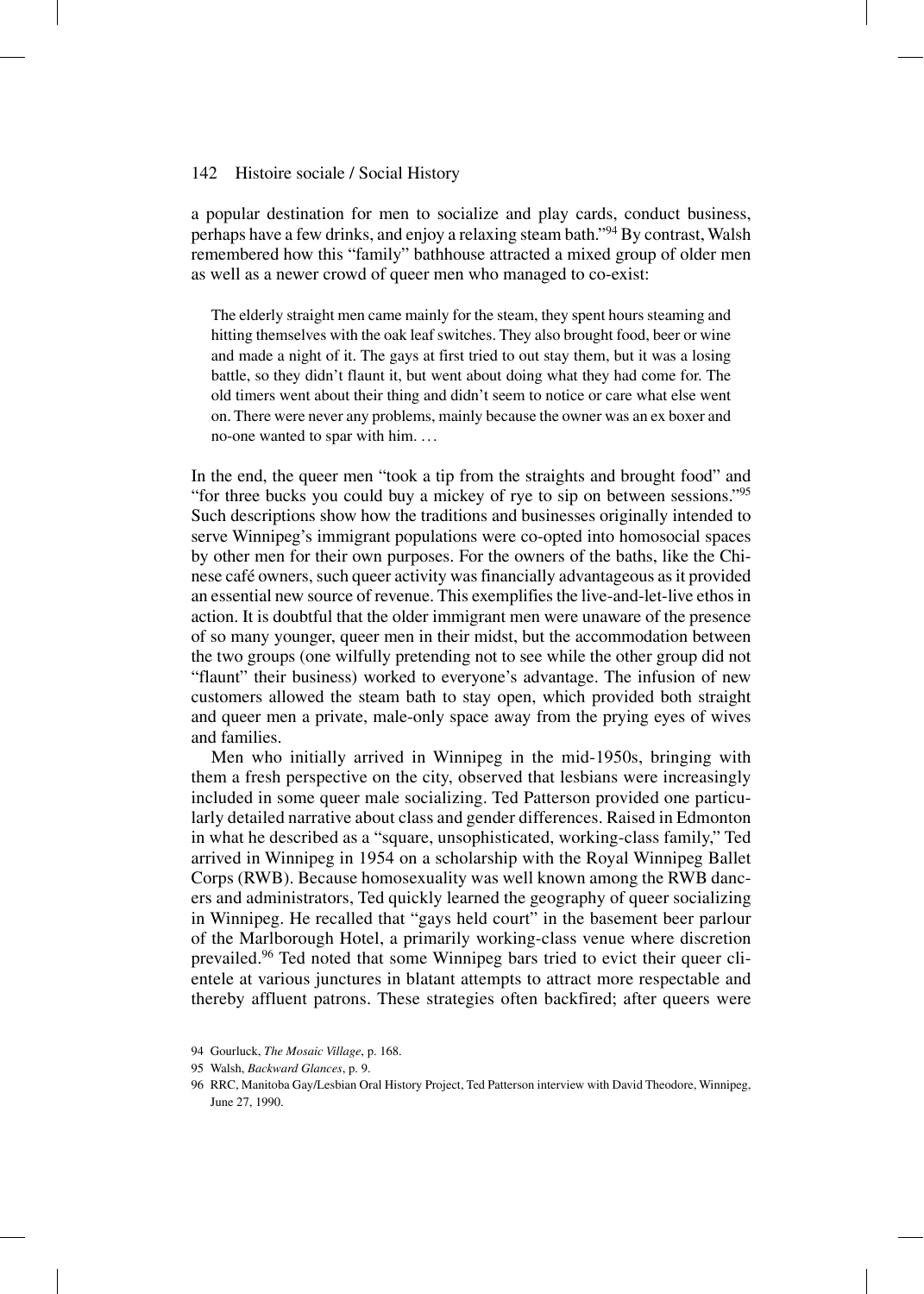a popular destination for men to socialize and play cards, conduct business, perhaps have a few drinks, and enjoy a relaxing steam bath."[94] By contrast, Walsh remembered how this "family" bathhouse attracted a mixed group of older men as well as a newer crowd of queer men who managed to co-exist:

> The elderly straight men came mainly for the steam, they spent hours steaming and hitting themselves with the oak leaf switches. They also brought food, beer or wine and made a night of it. The gays at first tried to out stay them, but it was a losing battle, so they didn't flaunt it, but went about doing what they had come for. The old timers went about their thing and didn't seem to notice or care what else went on. There were never any problems, mainly because the owner was an ex boxer and no-one wanted to spar with him. …

In the end, the queer men "took a tip from the straights and brought food" and "for three bucks you could buy a mickey of rye to sip on between sessions."[95] Such descriptions show how the traditions and businesses originally intended to serve Winnipeg's immigrant populations were co-opted into homosocial spaces by other men for their own purposes. For the owners of the baths, like the Chinese café owners, such queer activity was financially advantageous as it provided an essential new source of revenue. This exemplifies the live-and-let-live ethos in action. It is doubtful that the older immigrant men were unaware of the presence of so many younger, queer men in their midst, but the accommodation between the two groups (one wilfully pretending not to see while the other group did not "flaunt" their business) worked to everyone's advantage. The infusion of new customers allowed the steam bath to stay open, which provided both straight and queer men a private, male-only space away from the prying eyes of wives and families.

Men who initially arrived in Winnipeg in the mid-1950s, bringing with them a fresh perspective on the city, observed that lesbians were increasingly included in some queer male socializing. Ted Patterson provided one particularly detailed narrative about class and gender differences. Raised in Edmonton in what he described as a "square, unsophisticated, working-class family," Ted arrived in Winnipeg in 1954 on a scholarship with the Royal Winnipeg Ballet Corps (RWB). Because homosexuality was well known among the RWB dancers and administrators, Ted quickly learned the geography of queer socializing in Winnipeg. He recalled that "gays held court" in the basement beer parlour of the Marlborough Hotel, a primarily working-class venue where discretion prevailed.[96] Ted noted that some Winnipeg bars tried to evict their queer clientele at various junctures in blatant attempts to attract more respectable and thereby affluent patrons. These strategies often backfired; after queers were

94 Gourluck, *The Mosaic Village*, p. 168.

95 Walsh, *Backward Glances*, p. 9.

96 RRC, Manitoba Gay/Lesbian Oral History Project, Ted Patterson interview with David Theodore, Winnipeg, June 27, 1990.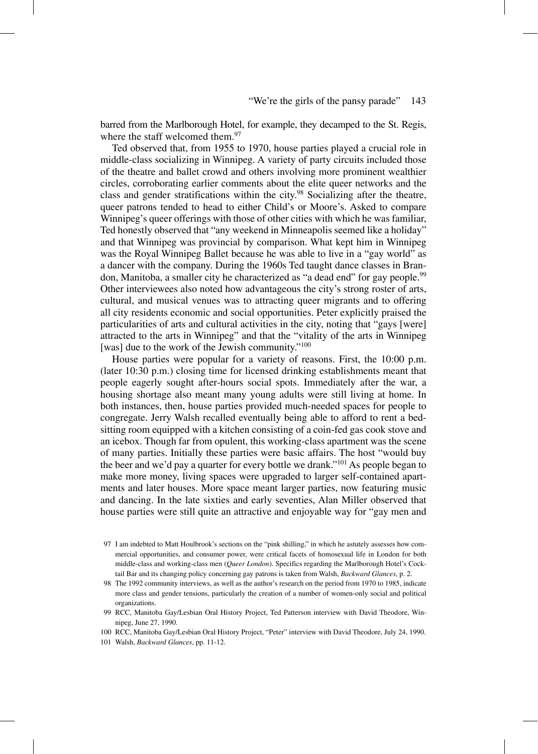barred from the Marlborough Hotel, for example, they decamped to the St. Regis, where the staff welcomed them.[97]

Ted observed that, from 1955 to 1970, house parties played a crucial role in middle-class socializing in Winnipeg. A variety of party circuits included those of the theatre and ballet crowd and others involving more prominent wealthier circles, corroborating earlier comments about the elite queer networks and the class and gender stratifications within the city.[98] Socializing after the theatre, queer patrons tended to head to either Child's or Moore's. Asked to compare Winnipeg's queer offerings with those of other cities with which he was familiar, Ted honestly observed that "any weekend in Minneapolis seemed like a holiday" and that Winnipeg was provincial by comparison. What kept him in Winnipeg was the Royal Winnipeg Ballet because he was able to live in a "gay world" as a dancer with the company. During the 1960s Ted taught dance classes in Brandon, Manitoba, a smaller city he characterized as "a dead end" for gay people.[99] Other interviewees also noted how advantageous the city's strong roster of arts, cultural, and musical venues was to attracting queer migrants and to offering all city residents economic and social opportunities. Peter explicitly praised the particularities of arts and cultural activities in the city, noting that "gays [were] attracted to the arts in Winnipeg" and that the "vitality of the arts in Winnipeg [was] due to the work of the Jewish community."[100]

House parties were popular for a variety of reasons. First, the 10:00 p.m. (later 10:30 p.m.) closing time for licensed drinking establishments meant that people eagerly sought after-hours social spots. Immediately after the war, a housing shortage also meant many young adults were still living at home. In both instances, then, house parties provided much-needed spaces for people to congregate. Jerry Walsh recalled eventually being able to afford to rent a bed-sitting room equipped with a kitchen consisting of a coin-fed gas cook stove and an icebox. Though far from opulent, this working-class apartment was the scene of many parties. Initially these parties were basic affairs. The host "would buy the beer and we'd pay a quarter for every bottle we drank."[101] As people began to make more money, living spaces were upgraded to larger self-contained apartments and later houses. More space meant larger parties, now featuring music and dancing. In the late sixties and early seventies, Alan Miller observed that house parties were still quite an attractive and enjoyable way for "gay men and

97 I am indebted to Matt Houlbrook's sections on the "pink shilling," in which he astutely assesses how commercial opportunities, and consumer power, were critical facets of homosexual life in London for both middle-class and working-class men (*Queer London*). Specifics regarding the Marlborough Hotel's Cocktail Bar and its changing policy concerning gay patrons is taken from Walsh, *Backward Glances*, p. 2.

98 The 1992 community interviews, as well as the author's research on the period from 1970 to 1985, indicate more class and gender tensions, particularly the creation of a number of women-only social and political organizations.

99 RCC, Manitoba Gay/Lesbian Oral History Project, Ted Patterson interview with David Theodore, Winnipeg, June 27, 1990.

100 RCC, Manitoba Gay/Lesbian Oral History Project, "Peter" interview with David Theodore, July 24, 1990.

101 Walsh, *Backward Glances*, pp. 11-12.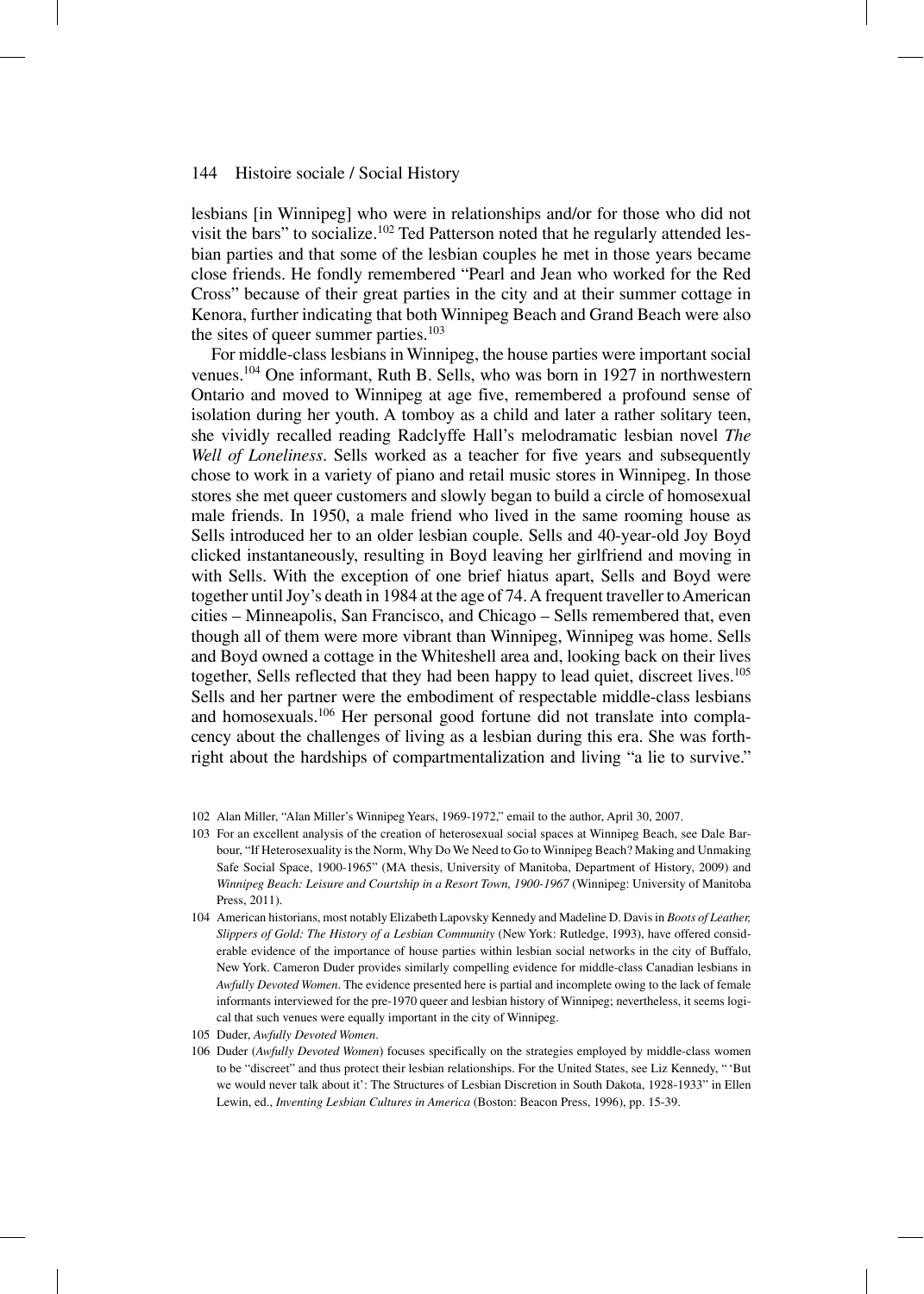lesbians [in Winnipeg] who were in relationships and/or for those who did not visit the bars" to socialize.[102] Ted Patterson noted that he regularly attended lesbian parties and that some of the lesbian couples he met in those years became close friends. He fondly remembered "Pearl and Jean who worked for the Red Cross" because of their great parties in the city and at their summer cottage in Kenora, further indicating that both Winnipeg Beach and Grand Beach were also the sites of queer summer parties.[103]

For middle-class lesbians in Winnipeg, the house parties were important social venues.[104] One informant, Ruth B. Sells, who was born in 1927 in northwestern Ontario and moved to Winnipeg at age five, remembered a profound sense of isolation during her youth. A tomboy as a child and later a rather solitary teen, she vividly recalled reading Radclyffe Hall's melodramatic lesbian novel *The Well of Loneliness*. Sells worked as a teacher for five years and subsequently chose to work in a variety of piano and retail music stores in Winnipeg. In those stores she met queer customers and slowly began to build a circle of homosexual male friends. In 1950, a male friend who lived in the same rooming house as Sells introduced her to an older lesbian couple. Sells and 40-year-old Joy Boyd clicked instantaneously, resulting in Boyd leaving her girlfriend and moving in with Sells. With the exception of one brief hiatus apart, Sells and Boyd were together until Joy's death in 1984 at the age of 74. A frequent traveller to American cities – Minneapolis, San Francisco, and Chicago – Sells remembered that, even though all of them were more vibrant than Winnipeg, Winnipeg was home. Sells and Boyd owned a cottage in the Whiteshell area and, looking back on their lives together, Sells reflected that they had been happy to lead quiet, discreet lives.[105] Sells and her partner were the embodiment of respectable middle-class lesbians and homosexuals.[106] Her personal good fortune did not translate into complacency about the challenges of living as a lesbian during this era. She was forthright about the hardships of compartmentalization and living "a lie to survive."

102 Alan Miller, "Alan Miller's Winnipeg Years, 1969-1972," email to the author, April 30, 2007.

103 For an excellent analysis of the creation of heterosexual social spaces at Winnipeg Beach, see Dale Barbour, "If Heterosexuality is the Norm, Why Do We Need to Go to Winnipeg Beach? Making and Unmaking Safe Social Space, 1900-1965" (MA thesis, University of Manitoba, Department of History, 2009) and *Winnipeg Beach: Leisure and Courtship in a Resort Town, 1900-1967* (Winnipeg: University of Manitoba Press, 2011).

104 American historians, most notably Elizabeth Lapovsky Kennedy and Madeline D. Davis in *Boots of Leather, Slippers of Gold: The History of a Lesbian Community* (New York: Rutledge, 1993), have offered considerable evidence of the importance of house parties within lesbian social networks in the city of Buffalo, New York. Cameron Duder provides similarly compelling evidence for middle-class Canadian lesbians in *Awfully Devoted Women*. The evidence presented here is partial and incomplete owing to the lack of female informants interviewed for the pre-1970 queer and lesbian history of Winnipeg; nevertheless, it seems logical that such venues were equally important in the city of Winnipeg.

105 Duder, *Awfully Devoted Women*.

106 Duder (*Awfully Devoted Women*) focuses specifically on the strategies employed by middle-class women to be "discreet" and thus protect their lesbian relationships. For the United States, see Liz Kennedy, " 'But we would never talk about it': The Structures of Lesbian Discretion in South Dakota, 1928-1933" in Ellen Lewin, ed., *Inventing Lesbian Cultures in America* (Boston: Beacon Press, 1996), pp. 15-39.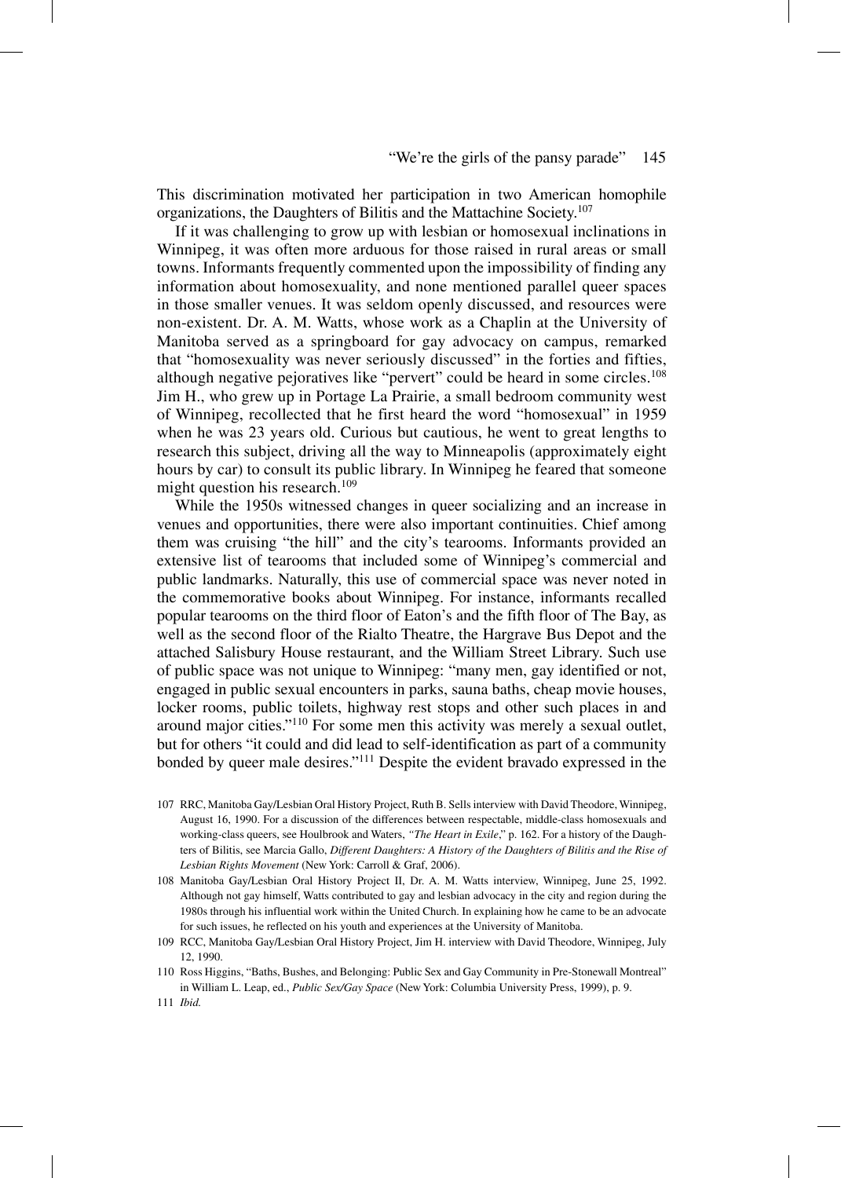This discrimination motivated her participation in two American homophile organizations, the Daughters of Bilitis and the Mattachine Society.[107]

If it was challenging to grow up with lesbian or homosexual inclinations in Winnipeg, it was often more arduous for those raised in rural areas or small towns. Informants frequently commented upon the impossibility of finding any information about homosexuality, and none mentioned parallel queer spaces in those smaller venues. It was seldom openly discussed, and resources were non-existent. Dr. A. M. Watts, whose work as a Chaplin at the University of Manitoba served as a springboard for gay advocacy on campus, remarked that "homosexuality was never seriously discussed" in the forties and fifties, although negative pejoratives like "pervert" could be heard in some circles.[108] Jim H., who grew up in Portage La Prairie, a small bedroom community west of Winnipeg, recollected that he first heard the word "homosexual" in 1959 when he was 23 years old. Curious but cautious, he went to great lengths to research this subject, driving all the way to Minneapolis (approximately eight hours by car) to consult its public library. In Winnipeg he feared that someone might question his research.[109]

While the 1950s witnessed changes in queer socializing and an increase in venues and opportunities, there were also important continuities. Chief among them was cruising "the hill" and the city's tearooms. Informants provided an extensive list of tearooms that included some of Winnipeg's commercial and public landmarks. Naturally, this use of commercial space was never noted in the commemorative books about Winnipeg. For instance, informants recalled popular tearooms on the third floor of Eaton's and the fifth floor of The Bay, as well as the second floor of the Rialto Theatre, the Hargrave Bus Depot and the attached Salisbury House restaurant, and the William Street Library. Such use of public space was not unique to Winnipeg: "many men, gay identified or not, engaged in public sexual encounters in parks, sauna baths, cheap movie houses, locker rooms, public toilets, highway rest stops and other such places in and around major cities."[110] For some men this activity was merely a sexual outlet, but for others "it could and did lead to self-identification as part of a community bonded by queer male desires."[111] Despite the evident bravado expressed in the

107 RRC, Manitoba Gay/Lesbian Oral History Project, Ruth B. Sells interview with David Theodore, Winnipeg, August 16, 1990. For a discussion of the differences between respectable, middle-class homosexuals and working-class queers, see Houlbrook and Waters, *"The Heart in Exile*," p. 162. For a history of the Daughters of Bilitis, see Marcia Gallo, *Different Daughters: A History of the Daughters of Bilitis and the Rise of Lesbian Rights Movement* (New York: Carroll & Graf, 2006).

108 Manitoba Gay/Lesbian Oral History Project II, Dr. A. M. Watts interview, Winnipeg, June 25, 1992. Although not gay himself, Watts contributed to gay and lesbian advocacy in the city and region during the 1980s through his influential work within the United Church. In explaining how he came to be an advocate for such issues, he reflected on his youth and experiences at the University of Manitoba.

109 RCC, Manitoba Gay/Lesbian Oral History Project, Jim H. interview with David Theodore, Winnipeg, July 12, 1990.

110 Ross Higgins, "Baths, Bushes, and Belonging: Public Sex and Gay Community in Pre-Stonewall Montreal" in William L. Leap, ed., *Public Sex/Gay Space* (New York: Columbia University Press, 1999), p. 9.

111 *Ibid.*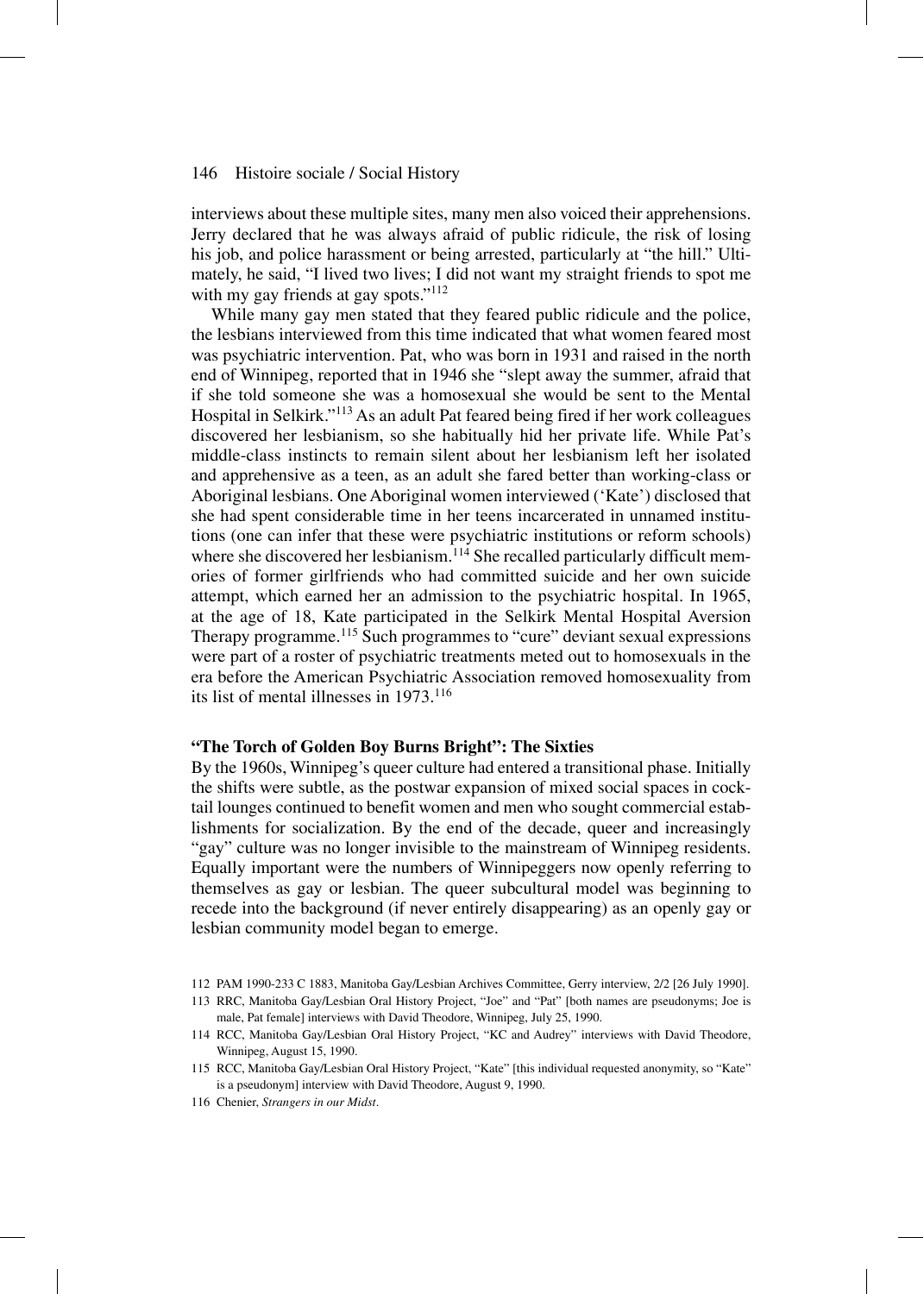interviews about these multiple sites, many men also voiced their apprehensions. Jerry declared that he was always afraid of public ridicule, the risk of losing his job, and police harassment or being arrested, particularly at "the hill." Ultimately, he said, "I lived two lives; I did not want my straight friends to spot me with my gay friends at gay spots."[112]

While many gay men stated that they feared public ridicule and the police, the lesbians interviewed from this time indicated that what women feared most was psychiatric intervention. Pat, who was born in 1931 and raised in the north end of Winnipeg, reported that in 1946 she "slept away the summer, afraid that if she told someone she was a homosexual she would be sent to the Mental Hospital in Selkirk."[113] As an adult Pat feared being fired if her work colleagues discovered her lesbianism, so she habitually hid her private life. While Pat's middle-class instincts to remain silent about her lesbianism left her isolated and apprehensive as a teen, as an adult she fared better than working-class or Aboriginal lesbians. One Aboriginal women interviewed ('Kate') disclosed that she had spent considerable time in her teens incarcerated in unnamed institutions (one can infer that these were psychiatric institutions or reform schools) where she discovered her lesbianism.[114] She recalled particularly difficult memories of former girlfriends who had committed suicide and her own suicide attempt, which earned her an admission to the psychiatric hospital. In 1965, at the age of 18, Kate participated in the Selkirk Mental Hospital Aversion Therapy programme.[115] Such programmes to "cure" deviant sexual expressions were part of a roster of psychiatric treatments meted out to homosexuals in the era before the American Psychiatric Association removed homosexuality from its list of mental illnesses in 1973.[116]

### "The Torch of Golden Boy Burns Bright": The Sixties

By the 1960s, Winnipeg's queer culture had entered a transitional phase. Initially the shifts were subtle, as the postwar expansion of mixed social spaces in cocktail lounges continued to benefit women and men who sought commercial establishments for socialization. By the end of the decade, queer and increasingly "gay" culture was no longer invisible to the mainstream of Winnipeg residents. Equally important were the numbers of Winnipeggers now openly referring to themselves as gay or lesbian. The queer subcultural model was beginning to recede into the background (if never entirely disappearing) as an openly gay or lesbian community model began to emerge.

112 PAM 1990-233 C 1883, Manitoba Gay/Lesbian Archives Committee, Gerry interview, 2/2 [26 July 1990].

113 RRC, Manitoba Gay/Lesbian Oral History Project, "Joe" and "Pat" [both names are pseudonyms; Joe is male, Pat female] interviews with David Theodore, Winnipeg, July 25, 1990.

114 RCC, Manitoba Gay/Lesbian Oral History Project, "KC and Audrey" interviews with David Theodore, Winnipeg, August 15, 1990.

115 RCC, Manitoba Gay/Lesbian Oral History Project, "Kate" [this individual requested anonymity, so "Kate" is a pseudonym] interview with David Theodore, August 9, 1990.

116 Chenier, *Strangers in our Midst*.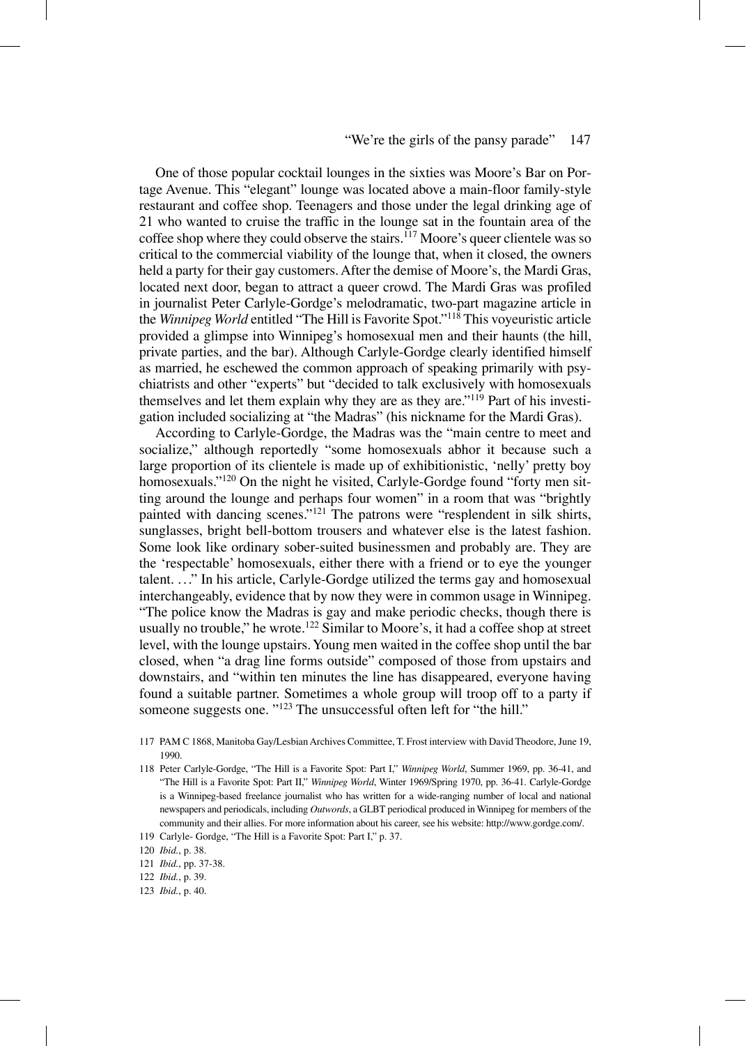One of those popular cocktail lounges in the sixties was Moore's Bar on Portage Avenue. This "elegant" lounge was located above a main-floor family-style restaurant and coffee shop. Teenagers and those under the legal drinking age of 21 who wanted to cruise the traffic in the lounge sat in the fountain area of the coffee shop where they could observe the stairs.[117] Moore's queer clientele was so critical to the commercial viability of the lounge that, when it closed, the owners held a party for their gay customers. After the demise of Moore's, the Mardi Gras, located next door, began to attract a queer crowd. The Mardi Gras was profiled in journalist Peter Carlyle-Gordge's melodramatic, two-part magazine article in the *Winnipeg World* entitled "The Hill is Favorite Spot."[118] This voyeuristic article provided a glimpse into Winnipeg's homosexual men and their haunts (the hill, private parties, and the bar). Although Carlyle-Gordge clearly identified himself as married, he eschewed the common approach of speaking primarily with psychiatrists and other "experts" but "decided to talk exclusively with homosexuals themselves and let them explain why they are as they are."[119] Part of his investigation included socializing at "the Madras" (his nickname for the Mardi Gras).

According to Carlyle-Gordge, the Madras was the "main centre to meet and socialize," although reportedly "some homosexuals abhor it because such a large proportion of its clientele is made up of exhibitionistic, 'nelly' pretty boy homosexuals."[120] On the night he visited, Carlyle-Gordge found "forty men sitting around the lounge and perhaps four women" in a room that was "brightly painted with dancing scenes."[121] The patrons were "resplendent in silk shirts, sunglasses, bright bell-bottom trousers and whatever else is the latest fashion. Some look like ordinary sober-suited businessmen and probably are. They are the 'respectable' homosexuals, either there with a friend or to eye the younger talent. …" In his article, Carlyle-Gordge utilized the terms gay and homosexual interchangeably, evidence that by now they were in common usage in Winnipeg. "The police know the Madras is gay and make periodic checks, though there is usually no trouble," he wrote.[122] Similar to Moore's, it had a coffee shop at street level, with the lounge upstairs. Young men waited in the coffee shop until the bar closed, when "a drag line forms outside" composed of those from upstairs and downstairs, and "within ten minutes the line has disappeared, everyone having found a suitable partner. Sometimes a whole group will troop off to a party if someone suggests one. "[123] The unsuccessful often left for "the hill."

117 PAM C 1868, Manitoba Gay/Lesbian Archives Committee, T. Frost interview with David Theodore, June 19, 1990.

118 Peter Carlyle-Gordge, "The Hill is a Favorite Spot: Part I," *Winnipeg World*, Summer 1969, pp. 36-41, and "The Hill is a Favorite Spot: Part II," *Winnipeg World*, Winter 1969/Spring 1970, pp. 36-41. Carlyle-Gordge is a Winnipeg-based freelance journalist who has written for a wide-ranging number of local and national newspapers and periodicals, including *Outwords*, a GLBT periodical produced in Winnipeg for members of the community and their allies. For more information about his career, see his website: http://www.gordge.com/.

119 Carlyle- Gordge, "The Hill is a Favorite Spot: Part I," p. 37.

120 *Ibid.*, p. 38.

121 *Ibid.*, pp. 37-38.

122 *Ibid.*, p. 39.

123 *Ibid.*, p. 40.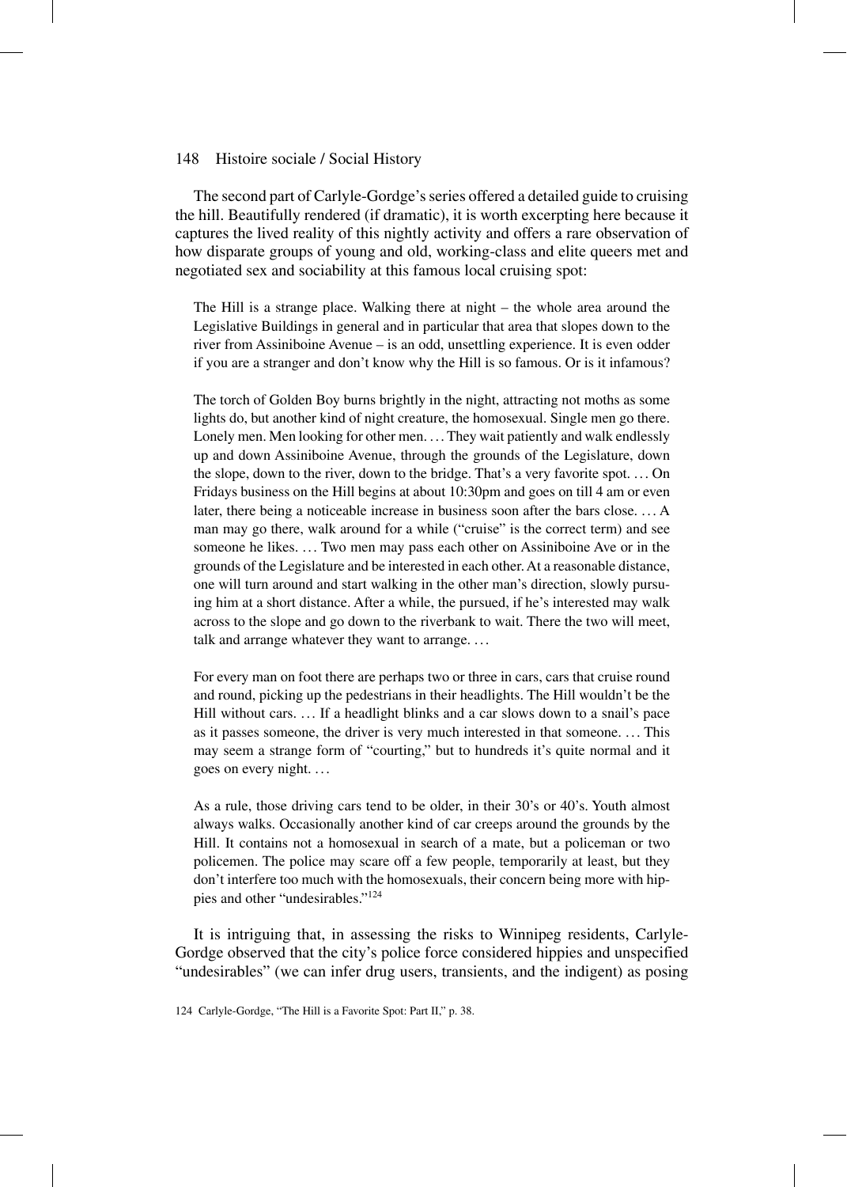The second part of Carlyle-Gordge's series offered a detailed guide to cruising the hill. Beautifully rendered (if dramatic), it is worth excerpting here because it captures the lived reality of this nightly activity and offers a rare observation of how disparate groups of young and old, working-class and elite queers met and negotiated sex and sociability at this famous local cruising spot:

> The Hill is a strange place. Walking there at night – the whole area around the Legislative Buildings in general and in particular that area that slopes down to the river from Assiniboine Avenue – is an odd, unsettling experience. It is even odder if you are a stranger and don't know why the Hill is so famous. Or is it infamous?
>
> The torch of Golden Boy burns brightly in the night, attracting not moths as some lights do, but another kind of night creature, the homosexual. Single men go there. Lonely men. Men looking for other men. … They wait patiently and walk endlessly up and down Assiniboine Avenue, through the grounds of the Legislature, down the slope, down to the river, down to the bridge. That's a very favorite spot. … On Fridays business on the Hill begins at about 10:30pm and goes on till 4 am or even later, there being a noticeable increase in business soon after the bars close. … A man may go there, walk around for a while ("cruise" is the correct term) and see someone he likes. … Two men may pass each other on Assiniboine Ave or in the grounds of the Legislature and be interested in each other. At a reasonable distance, one will turn around and start walking in the other man's direction, slowly pursuing him at a short distance. After a while, the pursued, if he's interested may walk across to the slope and go down to the riverbank to wait. There the two will meet, talk and arrange whatever they want to arrange. …
>
> For every man on foot there are perhaps two or three in cars, cars that cruise round and round, picking up the pedestrians in their headlights. The Hill wouldn't be the Hill without cars. … If a headlight blinks and a car slows down to a snail's pace as it passes someone, the driver is very much interested in that someone. … This may seem a strange form of "courting," but to hundreds it's quite normal and it goes on every night. …
>
> As a rule, those driving cars tend to be older, in their 30's or 40's. Youth almost always walks. Occasionally another kind of car creeps around the grounds by the Hill. It contains not a homosexual in search of a mate, but a policeman or two policemen. The police may scare off a few people, temporarily at least, but they don't interfere too much with the homosexuals, their concern being more with hippies and other "undesirables."[124]

It is intriguing that, in assessing the risks to Winnipeg residents, Carlyle-Gordge observed that the city's police force considered hippies and unspecified "undesirables" (we can infer drug users, transients, and the indigent) as posing

124 Carlyle-Gordge, "The Hill is a Favorite Spot: Part II," p. 38.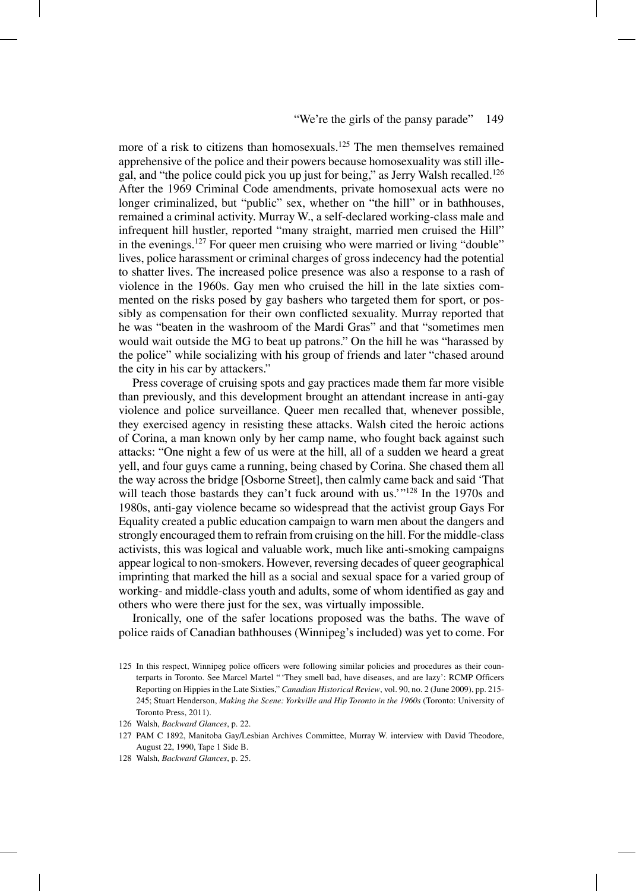more of a risk to citizens than homosexuals.[125] The men themselves remained apprehensive of the police and their powers because homosexuality was still illegal, and "the police could pick you up just for being," as Jerry Walsh recalled.[126] After the 1969 Criminal Code amendments, private homosexual acts were no longer criminalized, but "public" sex, whether on "the hill" or in bathhouses, remained a criminal activity. Murray W., a self-declared working-class male and infrequent hill hustler, reported "many straight, married men cruised the Hill" in the evenings.[127] For queer men cruising who were married or living "double" lives, police harassment or criminal charges of gross indecency had the potential to shatter lives. The increased police presence was also a response to a rash of violence in the 1960s. Gay men who cruised the hill in the late sixties commented on the risks posed by gay bashers who targeted them for sport, or possibly as compensation for their own conflicted sexuality. Murray reported that he was "beaten in the washroom of the Mardi Gras" and that "sometimes men would wait outside the MG to beat up patrons." On the hill he was "harassed by the police" while socializing with his group of friends and later "chased around the city in his car by attackers."

Press coverage of cruising spots and gay practices made them far more visible than previously, and this development brought an attendant increase in anti-gay violence and police surveillance. Queer men recalled that, whenever possible, they exercised agency in resisting these attacks. Walsh cited the heroic actions of Corina, a man known only by her camp name, who fought back against such attacks: "One night a few of us were at the hill, all of a sudden we heard a great yell, and four guys came a running, being chased by Corina. She chased them all the way across the bridge [Osborne Street], then calmly came back and said 'That will teach those bastards they can't fuck around with us.'"[128] In the 1970s and 1980s, anti-gay violence became so widespread that the activist group Gays For Equality created a public education campaign to warn men about the dangers and strongly encouraged them to refrain from cruising on the hill. For the middle-class activists, this was logical and valuable work, much like anti-smoking campaigns appear logical to non-smokers. However, reversing decades of queer geographical imprinting that marked the hill as a social and sexual space for a varied group of working- and middle-class youth and adults, some of whom identified as gay and others who were there just for the sex, was virtually impossible.

Ironically, one of the safer locations proposed was the baths. The wave of police raids of Canadian bathhouses (Winnipeg's included) was yet to come. For

125 In this respect, Winnipeg police officers were following similar policies and procedures as their counterparts in Toronto. See Marcel Martel "'They smell bad, have diseases, and are lazy': RCMP Officers Reporting on Hippies in the Late Sixties," *Canadian Historical Review*, vol. 90, no. 2 (June 2009), pp. 215-245; Stuart Henderson, *Making the Scene: Yorkville and Hip Toronto in the 1960s* (Toronto: University of Toronto Press, 2011).

126 Walsh, *Backward Glances*, p. 22.

127 PAM C 1892, Manitoba Gay/Lesbian Archives Committee, Murray W. interview with David Theodore, August 22, 1990, Tape 1 Side B.

128 Walsh, *Backward Glances*, p. 25.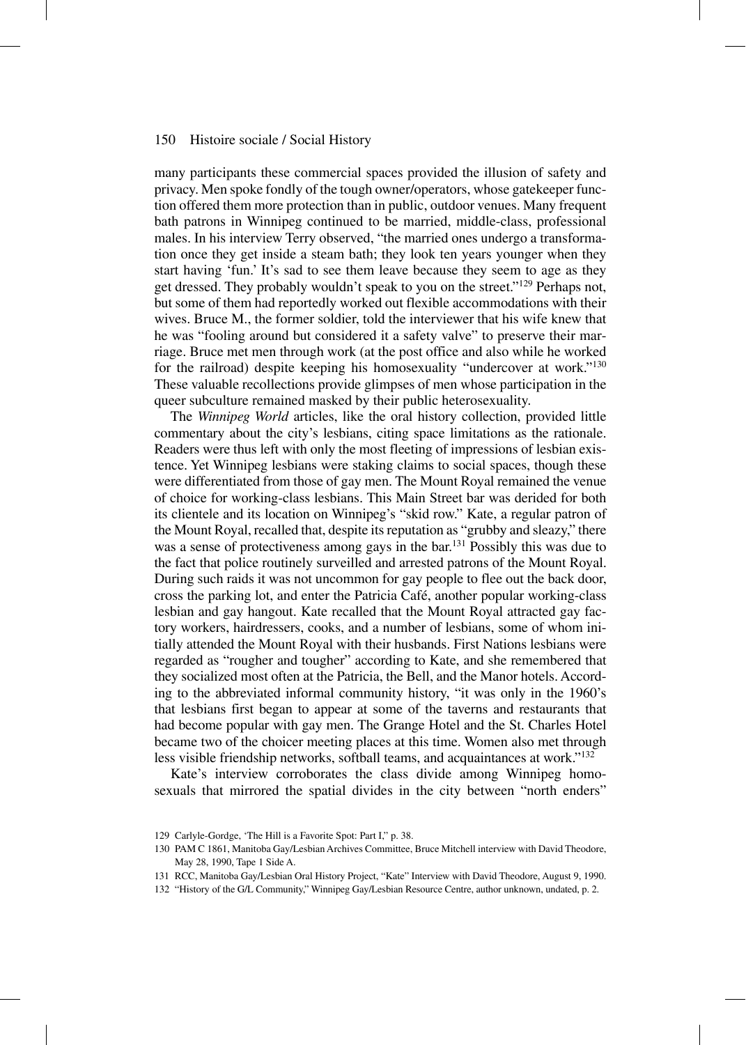many participants these commercial spaces provided the illusion of safety and privacy. Men spoke fondly of the tough owner/operators, whose gatekeeper function offered them more protection than in public, outdoor venues. Many frequent bath patrons in Winnipeg continued to be married, middle-class, professional males. In his interview Terry observed, "the married ones undergo a transformation once they get inside a steam bath; they look ten years younger when they start having 'fun.' It's sad to see them leave because they seem to age as they get dressed. They probably wouldn't speak to you on the street."[129] Perhaps not, but some of them had reportedly worked out flexible accommodations with their wives. Bruce M., the former soldier, told the interviewer that his wife knew that he was "fooling around but considered it a safety valve" to preserve their marriage. Bruce met men through work (at the post office and also while he worked for the railroad) despite keeping his homosexuality "undercover at work."[130] These valuable recollections provide glimpses of men whose participation in the queer subculture remained masked by their public heterosexuality.

The *Winnipeg World* articles, like the oral history collection, provided little commentary about the city's lesbians, citing space limitations as the rationale. Readers were thus left with only the most fleeting of impressions of lesbian existence. Yet Winnipeg lesbians were staking claims to social spaces, though these were differentiated from those of gay men. The Mount Royal remained the venue of choice for working-class lesbians. This Main Street bar was derided for both its clientele and its location on Winnipeg's "skid row." Kate, a regular patron of the Mount Royal, recalled that, despite its reputation as "grubby and sleazy," there was a sense of protectiveness among gays in the bar.[131] Possibly this was due to the fact that police routinely surveilled and arrested patrons of the Mount Royal. During such raids it was not uncommon for gay people to flee out the back door, cross the parking lot, and enter the Patricia Café, another popular working-class lesbian and gay hangout. Kate recalled that the Mount Royal attracted gay factory workers, hairdressers, cooks, and a number of lesbians, some of whom initially attended the Mount Royal with their husbands. First Nations lesbians were regarded as "rougher and tougher" according to Kate, and she remembered that they socialized most often at the Patricia, the Bell, and the Manor hotels. According to the abbreviated informal community history, "it was only in the 1960's that lesbians first began to appear at some of the taverns and restaurants that had become popular with gay men. The Grange Hotel and the St. Charles Hotel became two of the choicer meeting places at this time. Women also met through less visible friendship networks, softball teams, and acquaintances at work."[132]

Kate's interview corroborates the class divide among Winnipeg homosexuals that mirrored the spatial divides in the city between "north enders"

129 Carlyle-Gordge, 'The Hill is a Favorite Spot: Part I," p. 38.

130 PAM C 1861, Manitoba Gay/Lesbian Archives Committee, Bruce Mitchell interview with David Theodore, May 28, 1990, Tape 1 Side A.

131 RCC, Manitoba Gay/Lesbian Oral History Project, "Kate" Interview with David Theodore, August 9, 1990.

132 "History of the G/L Community," Winnipeg Gay/Lesbian Resource Centre, author unknown, undated, p. 2.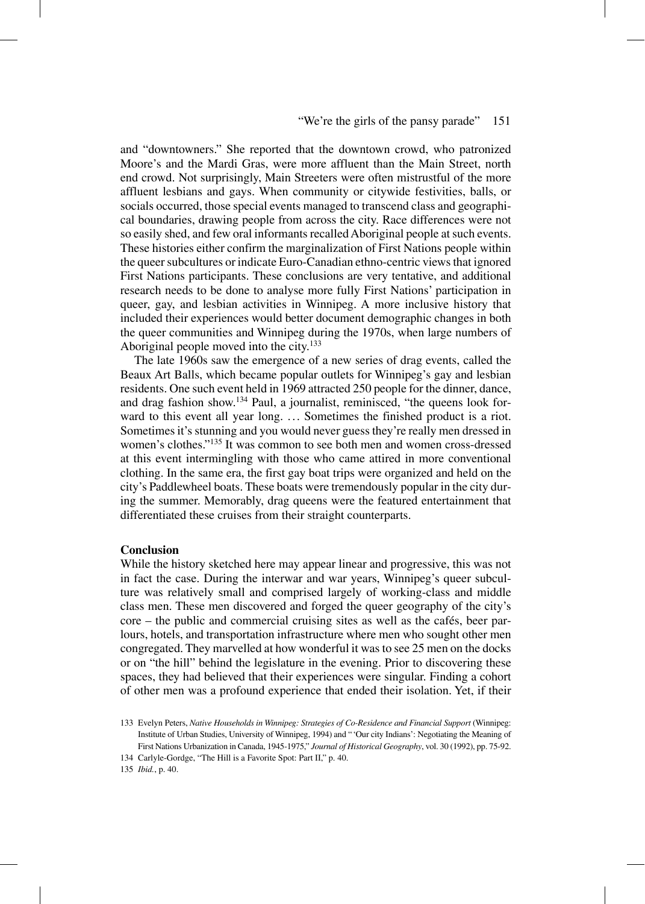and "downtowners." She reported that the downtown crowd, who patronized Moore's and the Mardi Gras, were more affluent than the Main Street, north end crowd. Not surprisingly, Main Streeters were often mistrustful of the more affluent lesbians and gays. When community or citywide festivities, balls, or socials occurred, those special events managed to transcend class and geographical boundaries, drawing people from across the city. Race differences were not so easily shed, and few oral informants recalled Aboriginal people at such events. These histories either confirm the marginalization of First Nations people within the queer subcultures or indicate Euro-Canadian ethno-centric views that ignored First Nations participants. These conclusions are very tentative, and additional research needs to be done to analyse more fully First Nations' participation in queer, gay, and lesbian activities in Winnipeg. A more inclusive history that included their experiences would better document demographic changes in both the queer communities and Winnipeg during the 1970s, when large numbers of Aboriginal people moved into the city.[133]

The late 1960s saw the emergence of a new series of drag events, called the Beaux Art Balls, which became popular outlets for Winnipeg's gay and lesbian residents. One such event held in 1969 attracted 250 people for the dinner, dance, and drag fashion show.[134] Paul, a journalist, reminisced, "the queens look forward to this event all year long. … Sometimes the finished product is a riot. Sometimes it's stunning and you would never guess they're really men dressed in women's clothes."[135] It was common to see both men and women cross-dressed at this event intermingling with those who came attired in more conventional clothing. In the same era, the first gay boat trips were organized and held on the city's Paddlewheel boats. These boats were tremendously popular in the city during the summer. Memorably, drag queens were the featured entertainment that differentiated these cruises from their straight counterparts.

## Conclusion

While the history sketched here may appear linear and progressive, this was not in fact the case. During the interwar and war years, Winnipeg's queer subculture was relatively small and comprised largely of working-class and middle class men. These men discovered and forged the queer geography of the city's core – the public and commercial cruising sites as well as the cafés, beer parlours, hotels, and transportation infrastructure where men who sought other men congregated. They marvelled at how wonderful it was to see 25 men on the docks or on "the hill" behind the legislature in the evening. Prior to discovering these spaces, they had believed that their experiences were singular. Finding a cohort of other men was a profound experience that ended their isolation. Yet, if their

133 Evelyn Peters, *Native Households in Winnipeg: Strategies of Co-Residence and Financial Support* (Winnipeg: Institute of Urban Studies, University of Winnipeg, 1994) and "'Our city Indians': Negotiating the Meaning of First Nations Urbanization in Canada, 1945-1975," *Journal of Historical Geography*, vol. 30 (1992), pp. 75-92.

134 Carlyle-Gordge, "The Hill is a Favorite Spot: Part II," p. 40.

135 *Ibid.*, p. 40.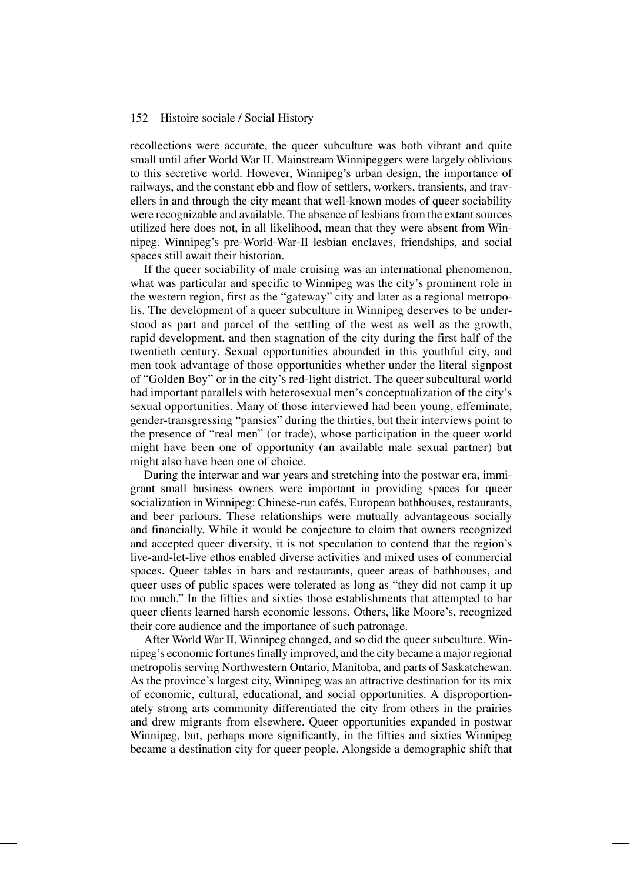recollections were accurate, the queer subculture was both vibrant and quite small until after World War II. Mainstream Winnipeggers were largely oblivious to this secretive world. However, Winnipeg's urban design, the importance of railways, and the constant ebb and flow of settlers, workers, transients, and travellers in and through the city meant that well-known modes of queer sociability were recognizable and available. The absence of lesbians from the extant sources utilized here does not, in all likelihood, mean that they were absent from Winnipeg. Winnipeg's pre-World-War-II lesbian enclaves, friendships, and social spaces still await their historian.

If the queer sociability of male cruising was an international phenomenon, what was particular and specific to Winnipeg was the city's prominent role in the western region, first as the "gateway" city and later as a regional metropolis. The development of a queer subculture in Winnipeg deserves to be understood as part and parcel of the settling of the west as well as the growth, rapid development, and then stagnation of the city during the first half of the twentieth century. Sexual opportunities abounded in this youthful city, and men took advantage of those opportunities whether under the literal signpost of "Golden Boy" or in the city's red-light district. The queer subcultural world had important parallels with heterosexual men's conceptualization of the city's sexual opportunities. Many of those interviewed had been young, effeminate, gender-transgressing "pansies" during the thirties, but their interviews point to the presence of "real men" (or trade), whose participation in the queer world might have been one of opportunity (an available male sexual partner) but might also have been one of choice.

During the interwar and war years and stretching into the postwar era, immigrant small business owners were important in providing spaces for queer socialization in Winnipeg: Chinese-run cafés, European bathhouses, restaurants, and beer parlours. These relationships were mutually advantageous socially and financially. While it would be conjecture to claim that owners recognized and accepted queer diversity, it is not speculation to contend that the region's live-and-let-live ethos enabled diverse activities and mixed uses of commercial spaces. Queer tables in bars and restaurants, queer areas of bathhouses, and queer uses of public spaces were tolerated as long as "they did not camp it up too much." In the fifties and sixties those establishments that attempted to bar queer clients learned harsh economic lessons. Others, like Moore's, recognized their core audience and the importance of such patronage.

After World War II, Winnipeg changed, and so did the queer subculture. Winnipeg's economic fortunes finally improved, and the city became a major regional metropolis serving Northwestern Ontario, Manitoba, and parts of Saskatchewan. As the province's largest city, Winnipeg was an attractive destination for its mix of economic, cultural, educational, and social opportunities. A disproportionately strong arts community differentiated the city from others in the prairies and drew migrants from elsewhere. Queer opportunities expanded in postwar Winnipeg, but, perhaps more significantly, in the fifties and sixties Winnipeg became a destination city for queer people. Alongside a demographic shift that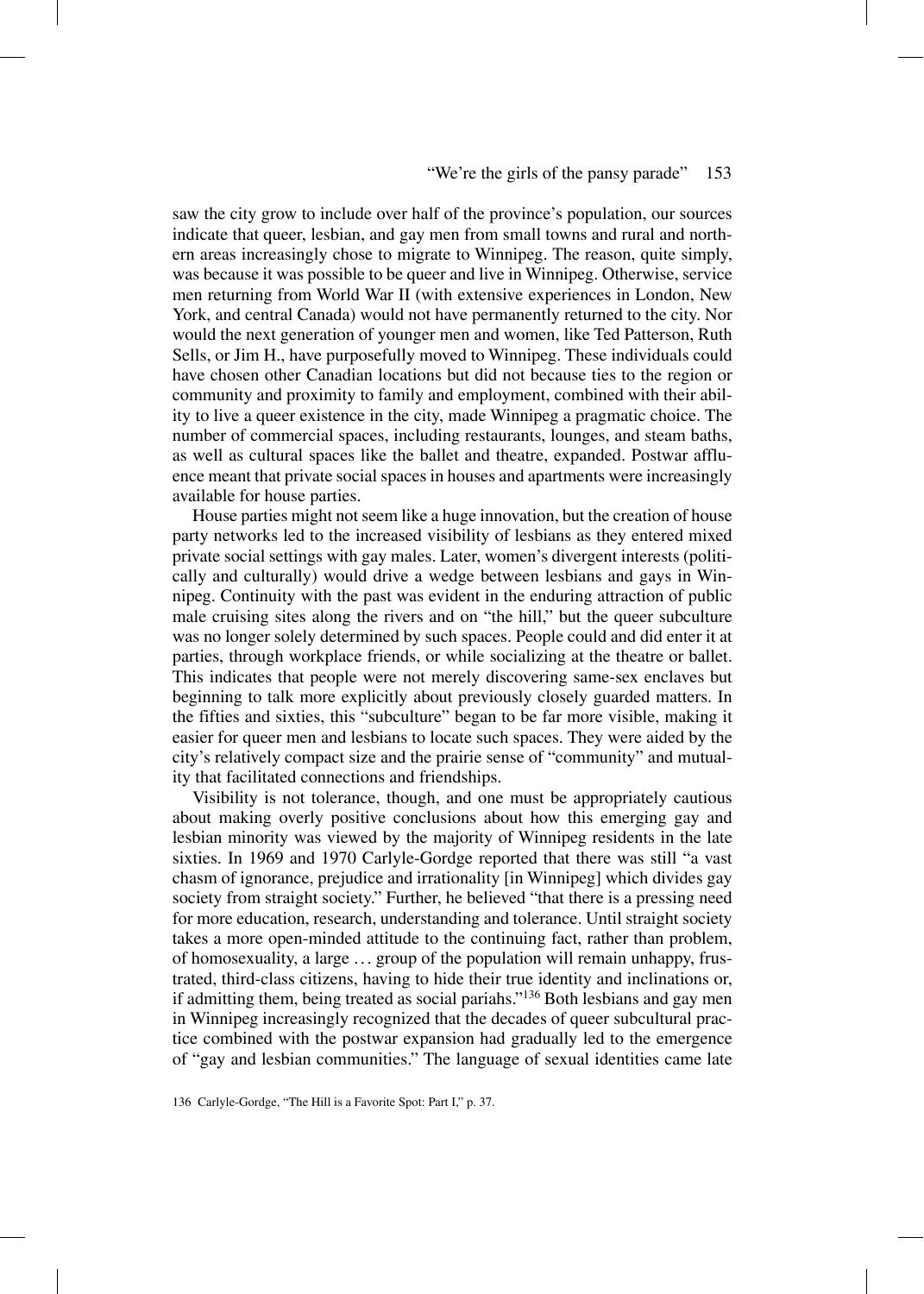saw the city grow to include over half of the province's population, our sources indicate that queer, lesbian, and gay men from small towns and rural and northern areas increasingly chose to migrate to Winnipeg. The reason, quite simply, was because it was possible to be queer and live in Winnipeg. Otherwise, service men returning from World War II (with extensive experiences in London, New York, and central Canada) would not have permanently returned to the city. Nor would the next generation of younger men and women, like Ted Patterson, Ruth Sells, or Jim H., have purposefully moved to Winnipeg. These individuals could have chosen other Canadian locations but did not because ties to the region or community and proximity to family and employment, combined with their ability to live a queer existence in the city, made Winnipeg a pragmatic choice. The number of commercial spaces, including restaurants, lounges, and steam baths, as well as cultural spaces like the ballet and theatre, expanded. Postwar affluence meant that private social spaces in houses and apartments were increasingly available for house parties.

House parties might not seem like a huge innovation, but the creation of house party networks led to the increased visibility of lesbians as they entered mixed private social settings with gay males. Later, women's divergent interests (politically and culturally) would drive a wedge between lesbians and gays in Winnipeg. Continuity with the past was evident in the enduring attraction of public male cruising sites along the rivers and on "the hill," but the queer subculture was no longer solely determined by such spaces. People could and did enter it at parties, through workplace friends, or while socializing at the theatre or ballet. This indicates that people were not merely discovering same-sex enclaves but beginning to talk more explicitly about previously closely guarded matters. In the fifties and sixties, this "subculture" began to be far more visible, making it easier for queer men and lesbians to locate such spaces. They were aided by the city's relatively compact size and the prairie sense of "community" and mutuality that facilitated connections and friendships.

Visibility is not tolerance, though, and one must be appropriately cautious about making overly positive conclusions about how this emerging gay and lesbian minority was viewed by the majority of Winnipeg residents in the late sixties. In 1969 and 1970 Carlyle-Gordge reported that there was still "a vast chasm of ignorance, prejudice and irrationality [in Winnipeg] which divides gay society from straight society." Further, he believed "that there is a pressing need for more education, research, understanding and tolerance. Until straight society takes a more open-minded attitude to the continuing fact, rather than problem, of homosexuality, a large … group of the population will remain unhappy, frustrated, third-class citizens, having to hide their true identity and inclinations or, if admitting them, being treated as social pariahs."[136] Both lesbians and gay men in Winnipeg increasingly recognized that the decades of queer subcultural practice combined with the postwar expansion had gradually led to the emergence of "gay and lesbian communities." The language of sexual identities came late

136 Carlyle-Gordge, "The Hill is a Favorite Spot: Part I," p. 37.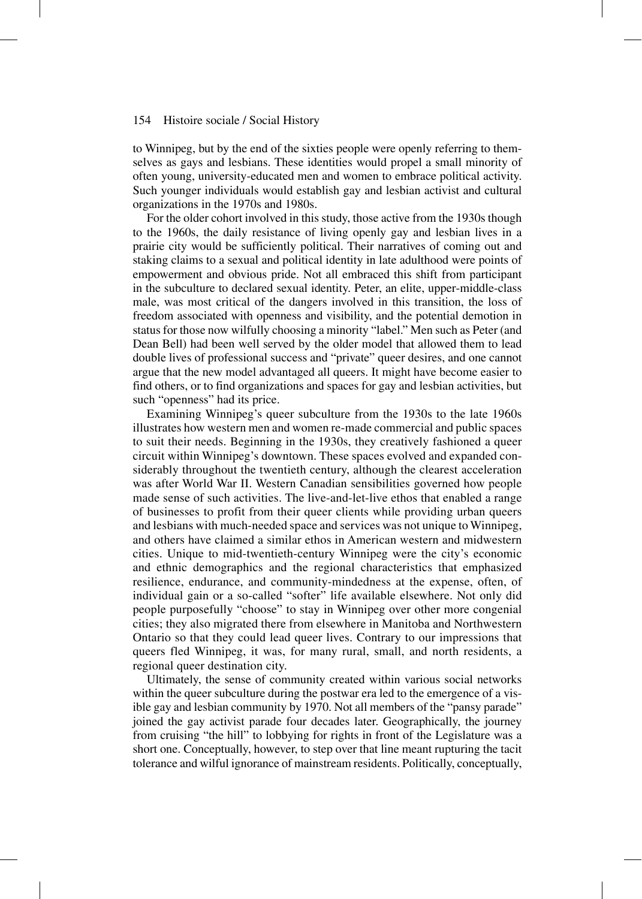to Winnipeg, but by the end of the sixties people were openly referring to themselves as gays and lesbians. These identities would propel a small minority of often young, university-educated men and women to embrace political activity. Such younger individuals would establish gay and lesbian activist and cultural organizations in the 1970s and 1980s.

For the older cohort involved in this study, those active from the 1930s though to the 1960s, the daily resistance of living openly gay and lesbian lives in a prairie city would be sufficiently political. Their narratives of coming out and staking claims to a sexual and political identity in late adulthood were points of empowerment and obvious pride. Not all embraced this shift from participant in the subculture to declared sexual identity. Peter, an elite, upper-middle-class male, was most critical of the dangers involved in this transition, the loss of freedom associated with openness and visibility, and the potential demotion in status for those now wilfully choosing a minority "label." Men such as Peter (and Dean Bell) had been well served by the older model that allowed them to lead double lives of professional success and "private" queer desires, and one cannot argue that the new model advantaged all queers. It might have become easier to find others, or to find organizations and spaces for gay and lesbian activities, but such "openness" had its price.

Examining Winnipeg's queer subculture from the 1930s to the late 1960s illustrates how western men and women re-made commercial and public spaces to suit their needs. Beginning in the 1930s, they creatively fashioned a queer circuit within Winnipeg's downtown. These spaces evolved and expanded considerably throughout the twentieth century, although the clearest acceleration was after World War II. Western Canadian sensibilities governed how people made sense of such activities. The live-and-let-live ethos that enabled a range of businesses to profit from their queer clients while providing urban queers and lesbians with much-needed space and services was not unique to Winnipeg, and others have claimed a similar ethos in American western and midwestern cities. Unique to mid-twentieth-century Winnipeg were the city's economic and ethnic demographics and the regional characteristics that emphasized resilience, endurance, and community-mindedness at the expense, often, of individual gain or a so-called "softer" life available elsewhere. Not only did people purposefully "choose" to stay in Winnipeg over other more congenial cities; they also migrated there from elsewhere in Manitoba and Northwestern Ontario so that they could lead queer lives. Contrary to our impressions that queers fled Winnipeg, it was, for many rural, small, and north residents, a regional queer destination city.

Ultimately, the sense of community created within various social networks within the queer subculture during the postwar era led to the emergence of a visible gay and lesbian community by 1970. Not all members of the "pansy parade" joined the gay activist parade four decades later. Geographically, the journey from cruising "the hill" to lobbying for rights in front of the Legislature was a short one. Conceptually, however, to step over that line meant rupturing the tacit tolerance and wilful ignorance of mainstream residents. Politically, conceptually,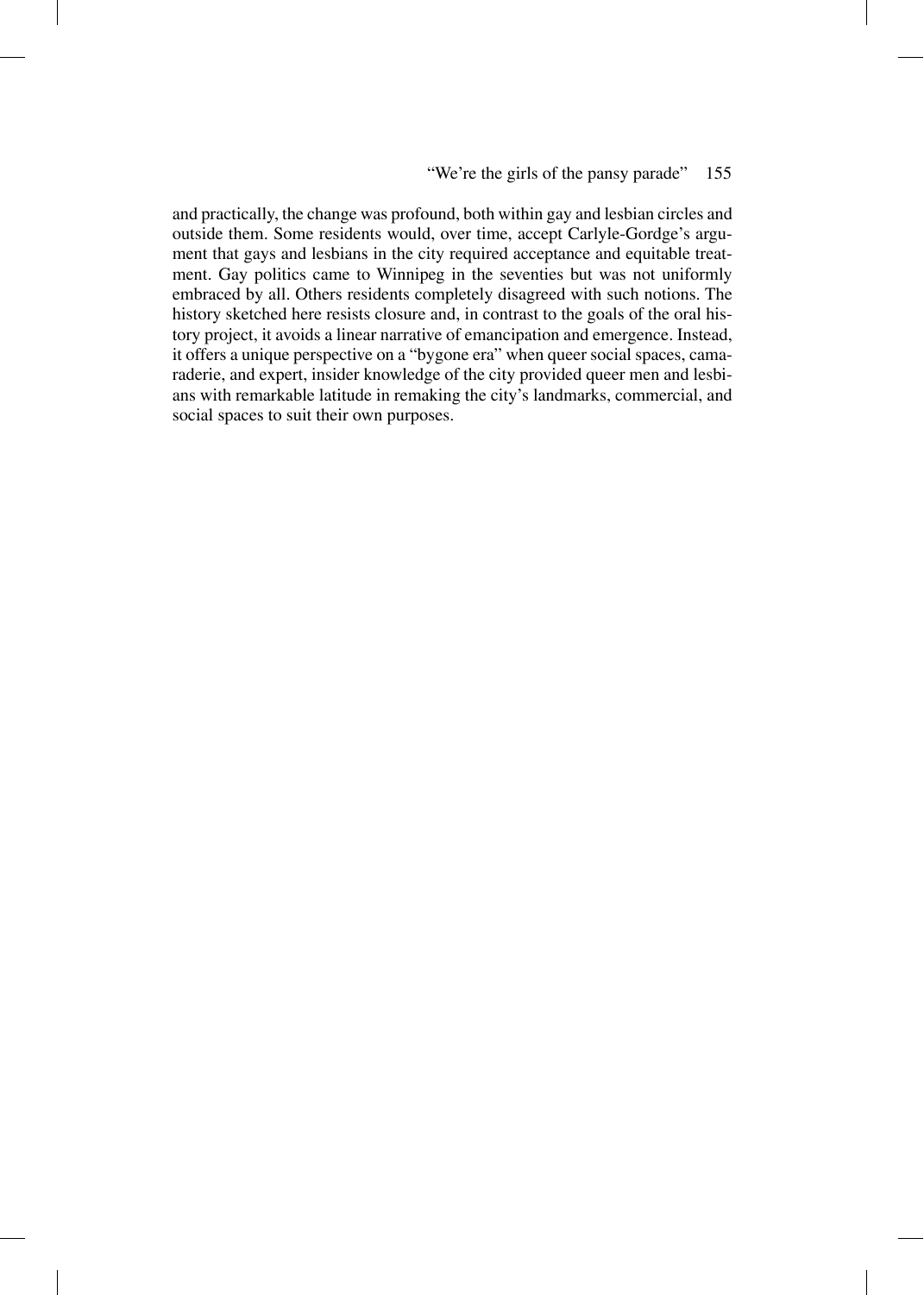and practically, the change was profound, both within gay and lesbian circles and outside them. Some residents would, over time, accept Carlyle-Gordge's argument that gays and lesbians in the city required acceptance and equitable treatment. Gay politics came to Winnipeg in the seventies but was not uniformly embraced by all. Others residents completely disagreed with such notions. The history sketched here resists closure and, in contrast to the goals of the oral history project, it avoids a linear narrative of emancipation and emergence. Instead, it offers a unique perspective on a "bygone era" when queer social spaces, camaraderie, and expert, insider knowledge of the city provided queer men and lesbians with remarkable latitude in remaking the city's landmarks, commercial, and social spaces to suit their own purposes.